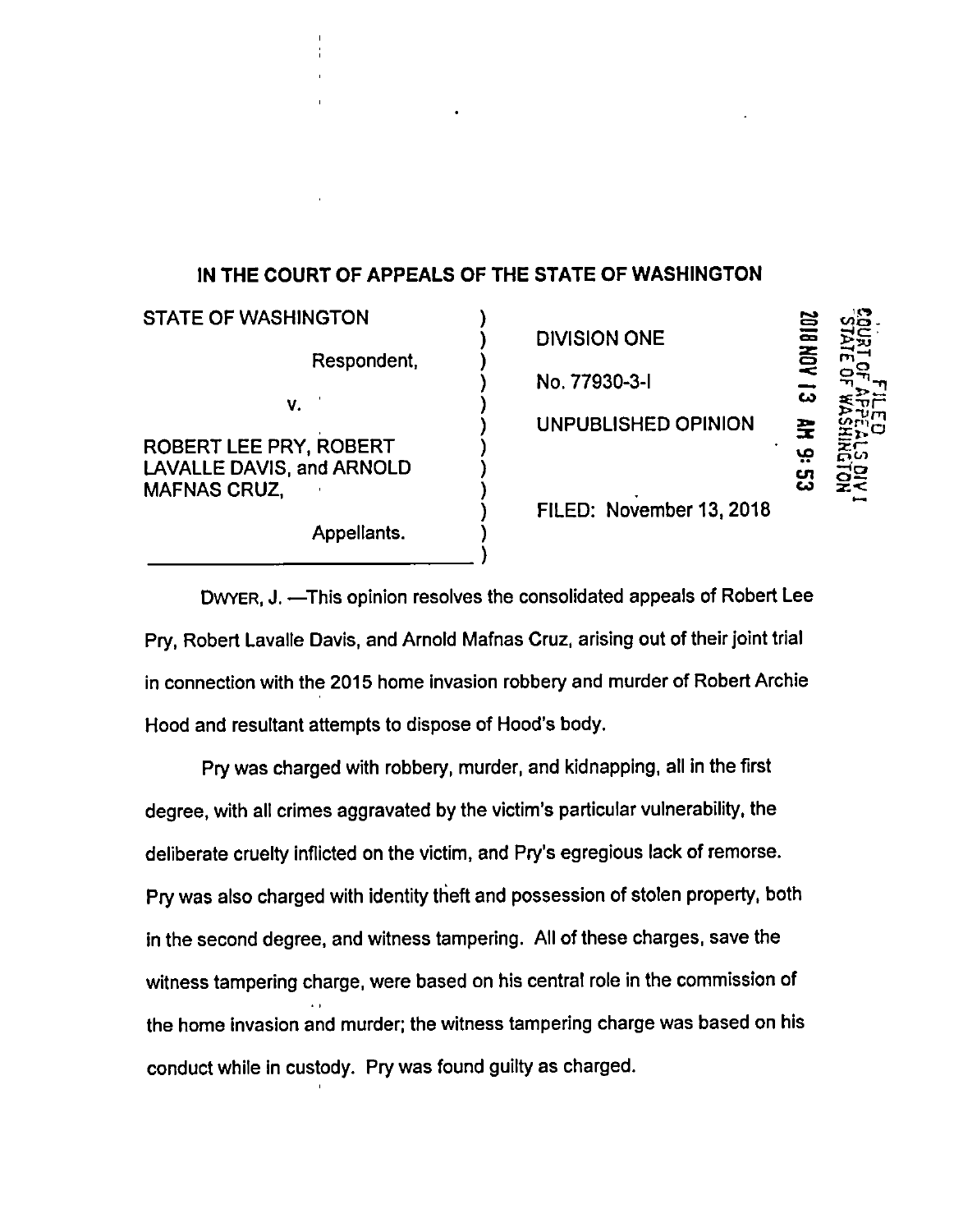# IN THE COURT OF APPEALS OF THE STATE OF WASHINGTON

| | |
|---|---|
| STATE OF WASHINGTON,<br><br>Respondent,<br><br>v.<br><br>ROBERT LEE PRY, ROBERT LAVALLE DAVIS, and ARNOLD MAFNAS CRUZ,<br><br>Appellants. | DIVISION ONE<br><br>No. 77930-3-I<br><br>UNPUBLISHED OPINION<br><br>FILED: November 13, 2018 |

FILED
COURT OF APPEALS DIV I
STATE OF WASHINGTON
2018 NOV 13 AM 9:53

DWYER, J. —This opinion resolves the consolidated appeals of Robert Lee Pry, Robert Lavalle Davis, and Arnold Mafnas Cruz, arising out of their joint trial in connection with the 2015 home invasion robbery and murder of Robert Archie Hood and resultant attempts to dispose of Hood's body.

Pry was charged with robbery, murder, and kidnapping, all in the first degree, with all crimes aggravated by the victim's particular vulnerability, the deliberate cruelty inflicted on the victim, and Pry's egregious lack of remorse. Pry was also charged with identity theft and possession of stolen property, both in the second degree, and witness tampering. All of these charges, save the witness tampering charge, were based on his central role in the commission of the home invasion and murder; the witness tampering charge was based on his conduct while in custody. Pry was found guilty as charged.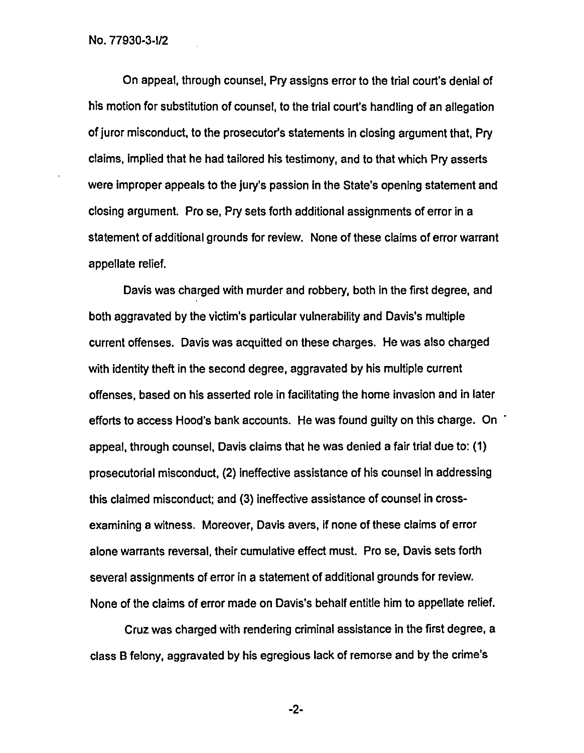On appeal, through counsel, Pry assigns error to the trial court's denial of his motion for substitution of counsel, to the trial court's handling of an allegation of juror misconduct, to the prosecutor's statements in closing argument that, Pry claims, implied that he had tailored his testimony, and to that which Pry asserts were improper appeals to the jury's passion in the State's opening statement and closing argument. Pro se, Pry sets forth additional assignments of error in a statement of additional grounds for review. None of these claims of error warrant appellate relief.

Davis was charged with murder and robbery, both in the first degree, and both aggravated by the victim's particular vulnerability and Davis's multiple current offenses. Davis was acquitted on these charges. He was also charged with identity theft in the second degree, aggravated by his multiple current offenses, based on his asserted role in facilitating the home invasion and in later efforts to access Hood's bank accounts. He was found guilty on this charge. On appeal, through counsel, Davis claims that he was denied a fair trial due to: (1) prosecutorial misconduct, (2) ineffective assistance of his counsel in addressing this claimed misconduct; and (3) ineffective assistance of counsel in cross-examining a witness. Moreover, Davis avers, if none of these claims of error alone warrants reversal, their cumulative effect must. Pro se, Davis sets forth several assignments of error in a statement of additional grounds for review. None of the claims of error made on Davis's behalf entitle him to appellate relief.

Cruz was charged with rendering criminal assistance in the first degree, a class B felony, aggravated by his egregious lack of remorse and by the crime's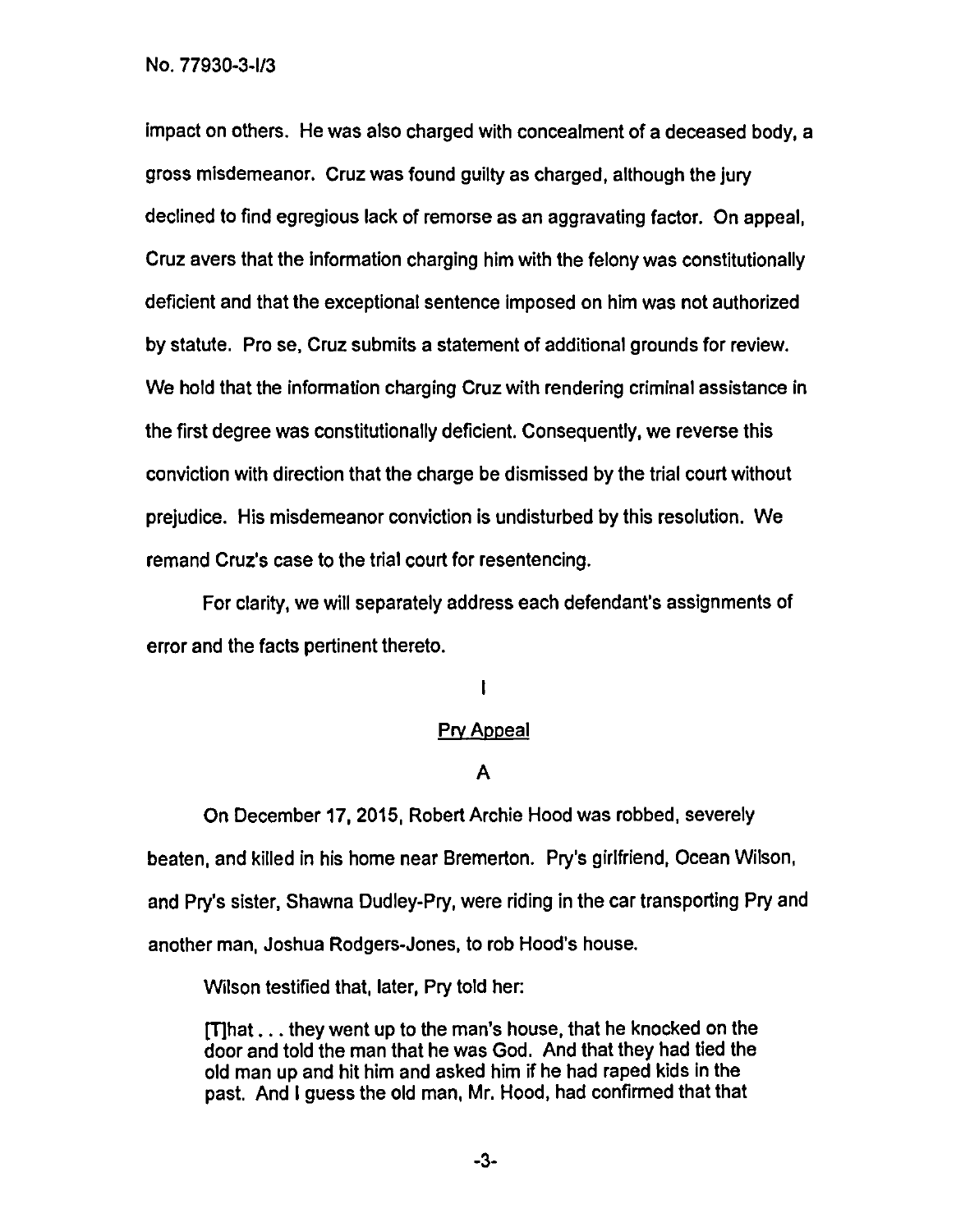impact on others. He was also charged with concealment of a deceased body, a gross misdemeanor. Cruz was found guilty as charged, although the jury declined to find egregious lack of remorse as an aggravating factor. On appeal, Cruz avers that the information charging him with the felony was constitutionally deficient and that the exceptional sentence imposed on him was not authorized by statute. Pro se, Cruz submits a statement of additional grounds for review. We hold that the information charging Cruz with rendering criminal assistance in the first degree was constitutionally deficient. Consequently, we reverse this conviction with direction that the charge be dismissed by the trial court without prejudice. His misdemeanor conviction is undisturbed by this resolution. We remand Cruz's case to the trial court for resentencing.

For clarity, we will separately address each defendant's assignments of error and the facts pertinent thereto.

## I

### Pry Appeal

#### A

On December 17, 2015, Robert Archie Hood was robbed, severely beaten, and killed in his home near Bremerton. Pry's girlfriend, Ocean Wilson, and Pry's sister, Shawna Dudley-Pry, were riding in the car transporting Pry and another man, Joshua Rodgers-Jones, to rob Hood's house.

Wilson testified that, later, Pry told her:

> [T]hat . . . they went up to the man's house, that he knocked on the door and told the man that he was God. And that they had tied the old man up and hit him and asked him if he had raped kids in the past. And I guess the old man, Mr. Hood, had confirmed that that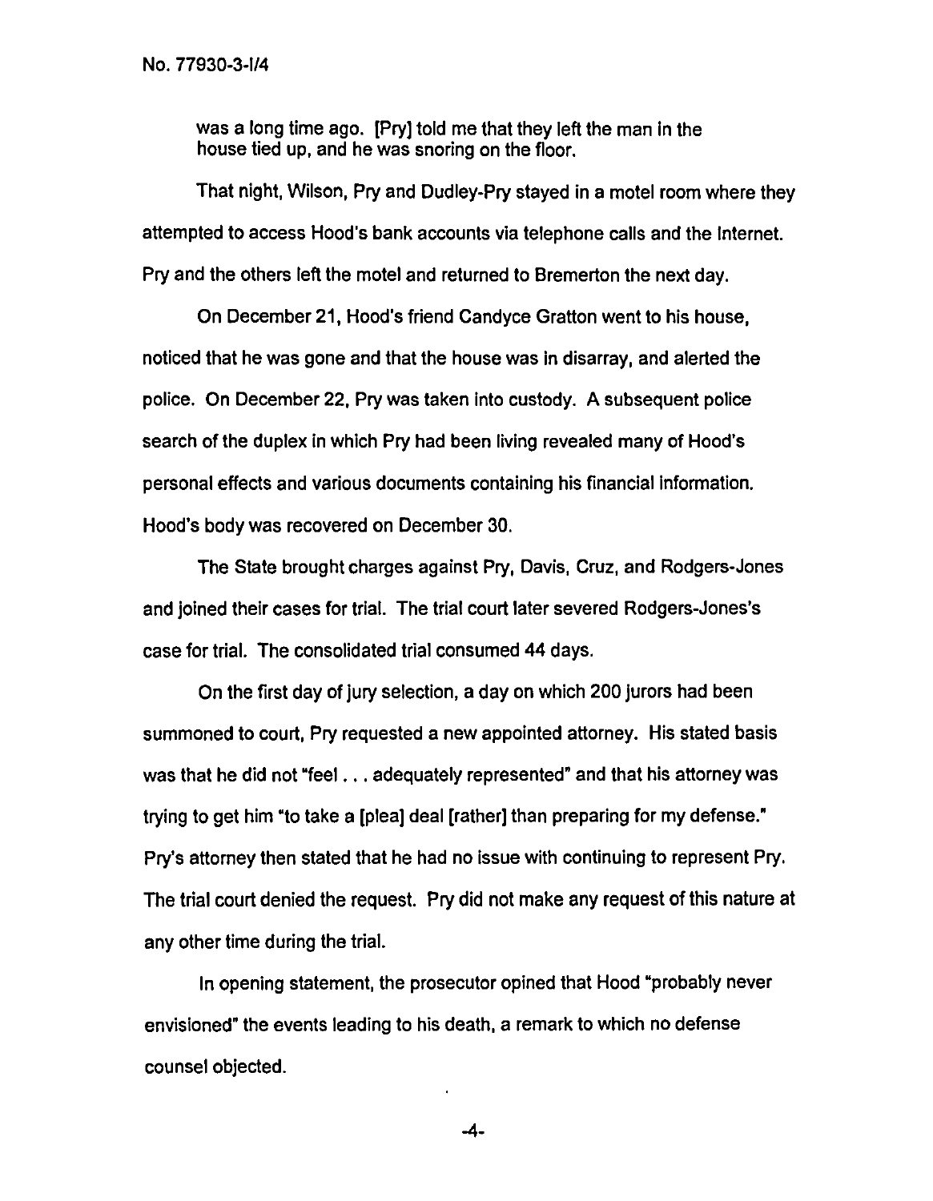was a long time ago. [Pry] told me that they left the man in the house tied up, and he was snoring on the floor.

That night, Wilson, Pry and Dudley-Pry stayed in a motel room where they attempted to access Hood's bank accounts via telephone calls and the Internet. Pry and the others left the motel and returned to Bremerton the next day.

On December 21, Hood's friend Candyce Gratton went to his house, noticed that he was gone and that the house was in disarray, and alerted the police. On December 22, Pry was taken into custody. A subsequent police search of the duplex in which Pry had been living revealed many of Hood's personal effects and various documents containing his financial information. Hood's body was recovered on December 30.

The State brought charges against Pry, Davis, Cruz, and Rodgers-Jones and joined their cases for trial. The trial court later severed Rodgers-Jones's case for trial. The consolidated trial consumed 44 days.

On the first day of jury selection, a day on which 200 jurors had been summoned to court, Pry requested a new appointed attorney. His stated basis was that he did not "feel . . . adequately represented" and that his attorney was trying to get him "to take a [plea] deal [rather] than preparing for my defense." Pry's attorney then stated that he had no issue with continuing to represent Pry. The trial court denied the request. Pry did not make any request of this nature at any other time during the trial.

In opening statement, the prosecutor opined that Hood "probably never envisioned" the events leading to his death, a remark to which no defense counsel objected.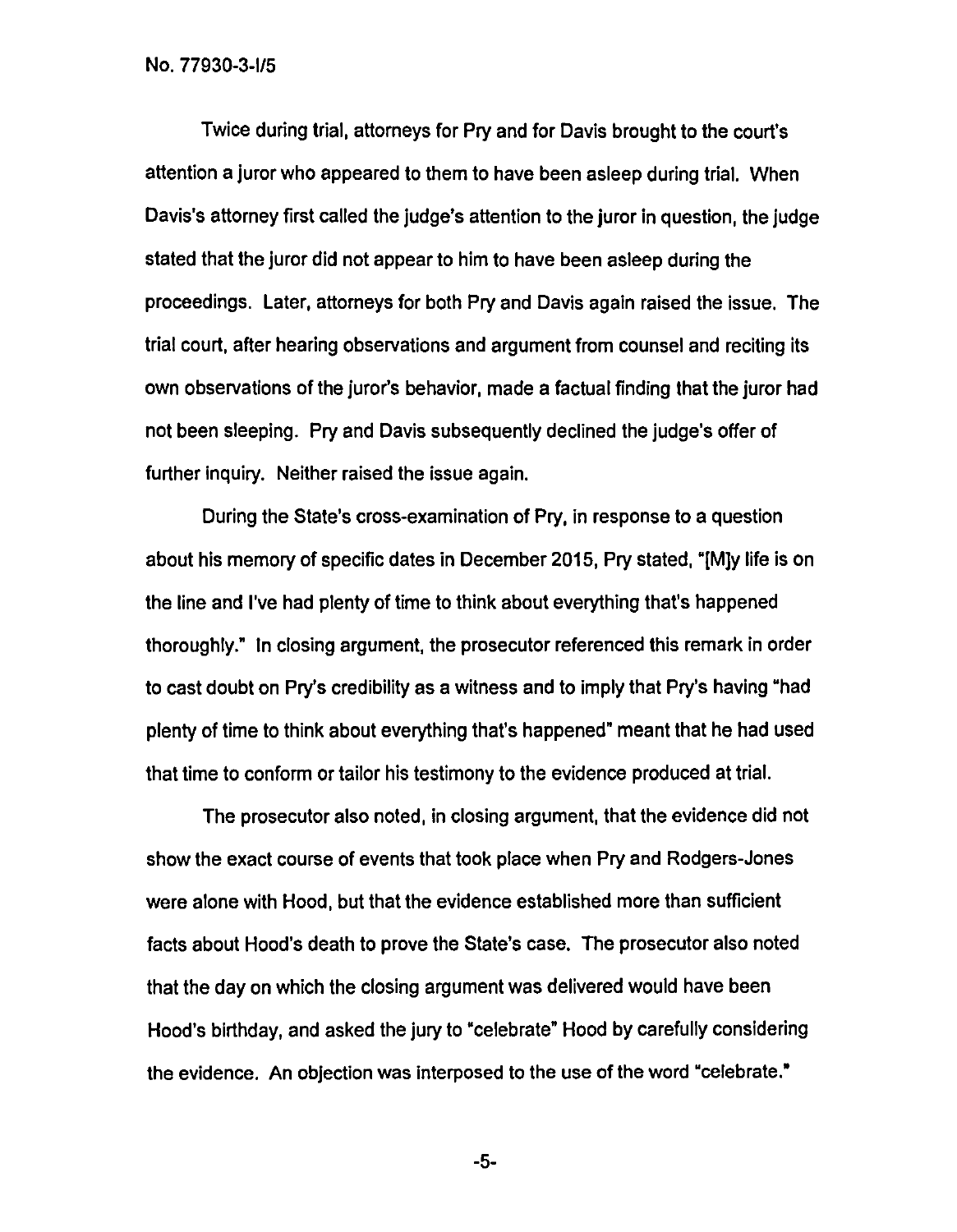Twice during trial, attorneys for Pry and for Davis brought to the court's attention a juror who appeared to them to have been asleep during trial. When Davis's attorney first called the judge's attention to the juror in question, the judge stated that the juror did not appear to him to have been asleep during the proceedings. Later, attorneys for both Pry and Davis again raised the issue. The trial court, after hearing observations and argument from counsel and reciting its own observations of the juror's behavior, made a factual finding that the juror had not been sleeping. Pry and Davis subsequently declined the judge's offer of further inquiry. Neither raised the issue again.

During the State's cross-examination of Pry, in response to a question about his memory of specific dates in December 2015, Pry stated, "[M]y life is on the line and I've had plenty of time to think about everything that's happened thoroughly." In closing argument, the prosecutor referenced this remark in order to cast doubt on Pry's credibility as a witness and to imply that Pry's having "had plenty of time to think about everything that's happened" meant that he had used that time to conform or tailor his testimony to the evidence produced at trial.

The prosecutor also noted, in closing argument, that the evidence did not show the exact course of events that took place when Pry and Rodgers-Jones were alone with Hood, but that the evidence established more than sufficient facts about Hood's death to prove the State's case. The prosecutor also noted that the day on which the closing argument was delivered would have been Hood's birthday, and asked the jury to "celebrate" Hood by carefully considering the evidence. An objection was interposed to the use of the word "celebrate."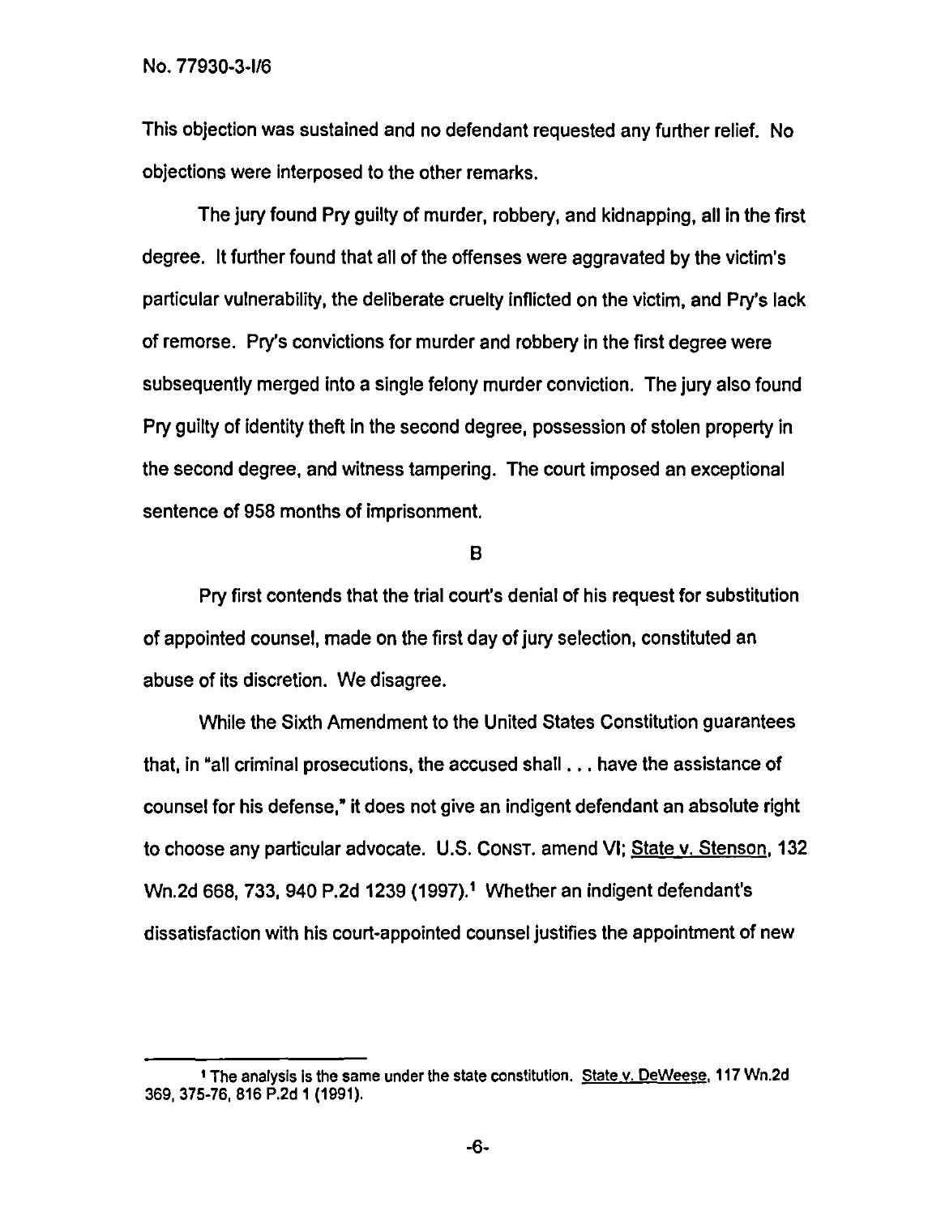This objection was sustained and no defendant requested any further relief. No objections were interposed to the other remarks.

The jury found Pry guilty of murder, robbery, and kidnapping, all in the first degree. It further found that all of the offenses were aggravated by the victim's particular vulnerability, the deliberate cruelty inflicted on the victim, and Pry's lack of remorse. Pry's convictions for murder and robbery in the first degree were subsequently merged into a single felony murder conviction. The jury also found Pry guilty of identity theft in the second degree, possession of stolen property in the second degree, and witness tampering. The court imposed an exceptional sentence of 958 months of imprisonment.

B

Pry first contends that the trial court's denial of his request for substitution of appointed counsel, made on the first day of jury selection, constituted an abuse of its discretion. We disagree.

While the Sixth Amendment to the United States Constitution guarantees that, in "all criminal prosecutions, the accused shall . . . have the assistance of counsel for his defense," it does not give an indigent defendant an absolute right to choose any particular advocate. U.S. CONST. amend VI; State v. Stenson, 132 Wn.2d 668, 733, 940 P.2d 1239 (1997).[1] Whether an indigent defendant's dissatisfaction with his court-appointed counsel justifies the appointment of new

[1] The analysis is the same under the state constitution. State v. DeWeese, 117 Wn.2d 369, 375-76, 816 P.2d 1 (1991).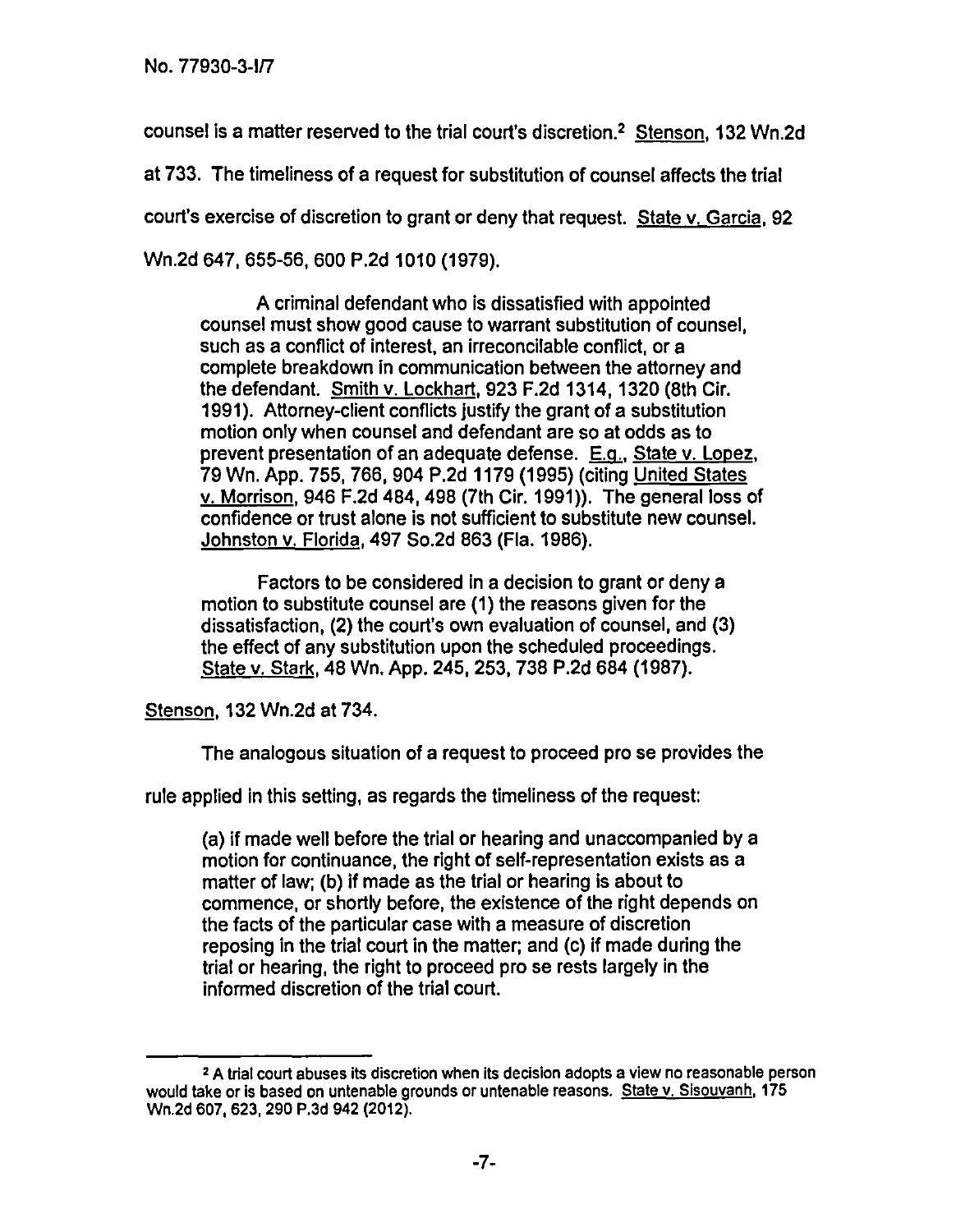counsel is a matter reserved to the trial court's discretion.[2] Stenson, 132 Wn.2d at 733. The timeliness of a request for substitution of counsel affects the trial court's exercise of discretion to grant or deny that request. State v. Garcia, 92 Wn.2d 647, 655-56, 600 P.2d 1010 (1979).

> A criminal defendant who is dissatisfied with appointed counsel must show good cause to warrant substitution of counsel, such as a conflict of interest, an irreconcilable conflict, or a complete breakdown in communication between the attorney and the defendant. Smith v. Lockhart, 923 F.2d 1314, 1320 (8th Cir. 1991). Attorney-client conflicts justify the grant of a substitution motion only when counsel and defendant are so at odds as to prevent presentation of an adequate defense. E.g., State v. Lopez, 79 Wn. App. 755, 766, 904 P.2d 1179 (1995) (citing United States v. Morrison, 946 F.2d 484, 498 (7th Cir. 1991)). The general loss of confidence or trust alone is not sufficient to substitute new counsel. Johnston v. Florida, 497 So.2d 863 (Fla. 1986).
>
> Factors to be considered in a decision to grant or deny a motion to substitute counsel are (1) the reasons given for the dissatisfaction, (2) the court's own evaluation of counsel, and (3) the effect of any substitution upon the scheduled proceedings. State v. Stark, 48 Wn. App. 245, 253, 738 P.2d 684 (1987).

Stenson, 132 Wn.2d at 734.

The analogous situation of a request to proceed pro se provides the rule applied in this setting, as regards the timeliness of the request:

> (a) if made well before the trial or hearing and unaccompanied by a motion for continuance, the right of self-representation exists as a matter of law; (b) if made as the trial or hearing is about to commence, or shortly before, the existence of the right depends on the facts of the particular case with a measure of discretion reposing in the trial court in the matter; and (c) if made during the trial or hearing, the right to proceed pro se rests largely in the informed discretion of the trial court.

---

[2] A trial court abuses its discretion when its decision adopts a view no reasonable person would take or is based on untenable grounds or untenable reasons. State v. Sisouvanh, 175 Wn.2d 607, 623, 290 P.3d 942 (2012).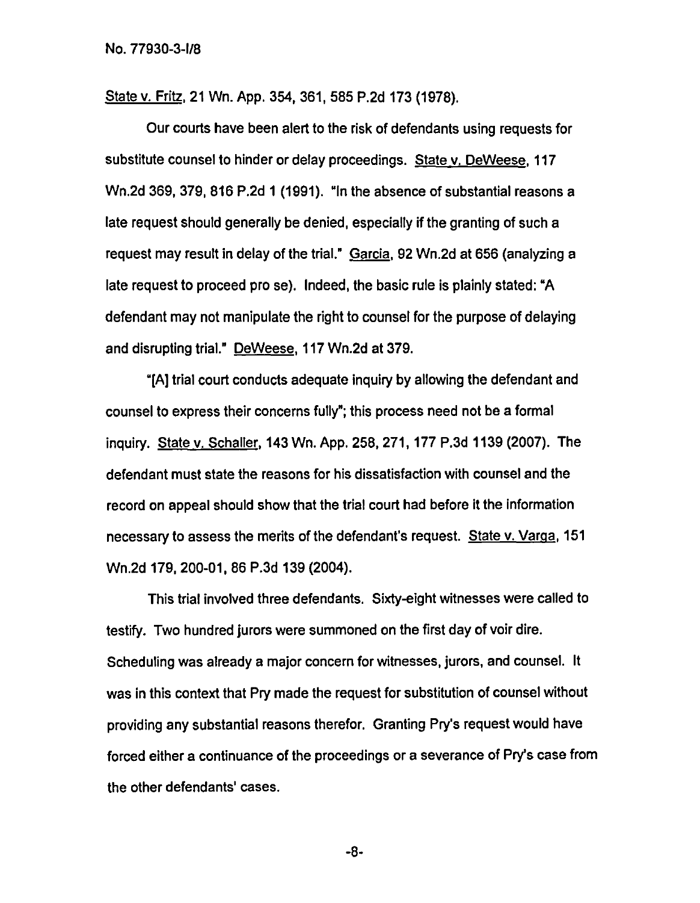State v. Fritz, 21 Wn. App. 354, 361, 585 P.2d 173 (1978).

Our courts have been alert to the risk of defendants using requests for substitute counsel to hinder or delay proceedings. State v. DeWeese, 117 Wn.2d 369, 379, 816 P.2d 1 (1991). "In the absence of substantial reasons a late request should generally be denied, especially if the granting of such a request may result in delay of the trial." Garcia, 92 Wn.2d at 656 (analyzing a late request to proceed pro se). Indeed, the basic rule is plainly stated: "A defendant may not manipulate the right to counsel for the purpose of delaying and disrupting trial." DeWeese, 117 Wn.2d at 379.

"[A] trial court conducts adequate inquiry by allowing the defendant and counsel to express their concerns fully"; this process need not be a formal inquiry. State v. Schaller, 143 Wn. App. 258, 271, 177 P.3d 1139 (2007). The defendant must state the reasons for his dissatisfaction with counsel and the record on appeal should show that the trial court had before it the information necessary to assess the merits of the defendant's request. State v. Varga, 151 Wn.2d 179, 200-01, 86 P.3d 139 (2004).

This trial involved three defendants. Sixty-eight witnesses were called to testify. Two hundred jurors were summoned on the first day of voir dire. Scheduling was already a major concern for witnesses, jurors, and counsel. It was in this context that Pry made the request for substitution of counsel without providing any substantial reasons therefor. Granting Pry's request would have forced either a continuance of the proceedings or a severance of Pry's case from the other defendants' cases.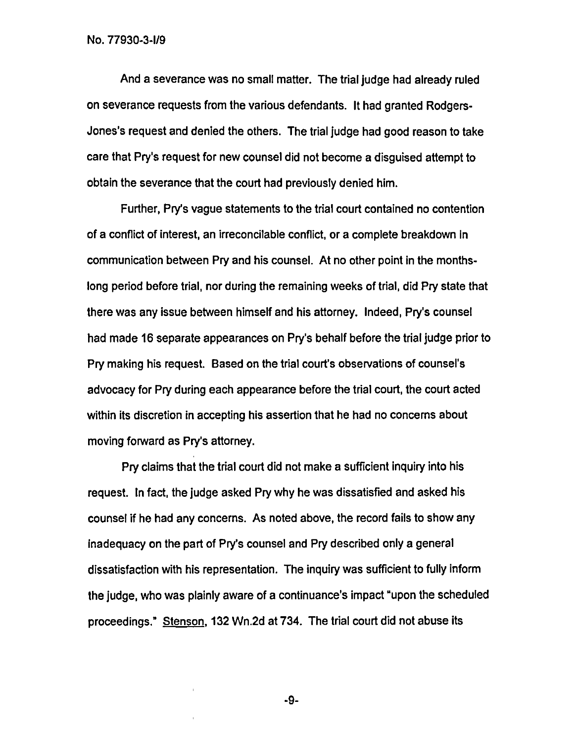And a severance was no small matter. The trial judge had already ruled on severance requests from the various defendants. It had granted Rodgers-Jones's request and denied the others. The trial judge had good reason to take care that Pry's request for new counsel did not become a disguised attempt to obtain the severance that the court had previously denied him.

Further, Pry's vague statements to the trial court contained no contention of a conflict of interest, an irreconcilable conflict, or a complete breakdown in communication between Pry and his counsel. At no other point in the months-long period before trial, nor during the remaining weeks of trial, did Pry state that there was any issue between himself and his attorney. Indeed, Pry's counsel had made 16 separate appearances on Pry's behalf before the trial judge prior to Pry making his request. Based on the trial court's observations of counsel's advocacy for Pry during each appearance before the trial court, the court acted within its discretion in accepting his assertion that he had no concerns about moving forward as Pry's attorney.

Pry claims that the trial court did not make a sufficient inquiry into his request. In fact, the judge asked Pry why he was dissatisfied and asked his counsel if he had any concerns. As noted above, the record fails to show any inadequacy on the part of Pry's counsel and Pry described only a general dissatisfaction with his representation. The inquiry was sufficient to fully inform the judge, who was plainly aware of a continuance's impact "upon the scheduled proceedings." Stenson, 132 Wn.2d at 734. The trial court did not abuse its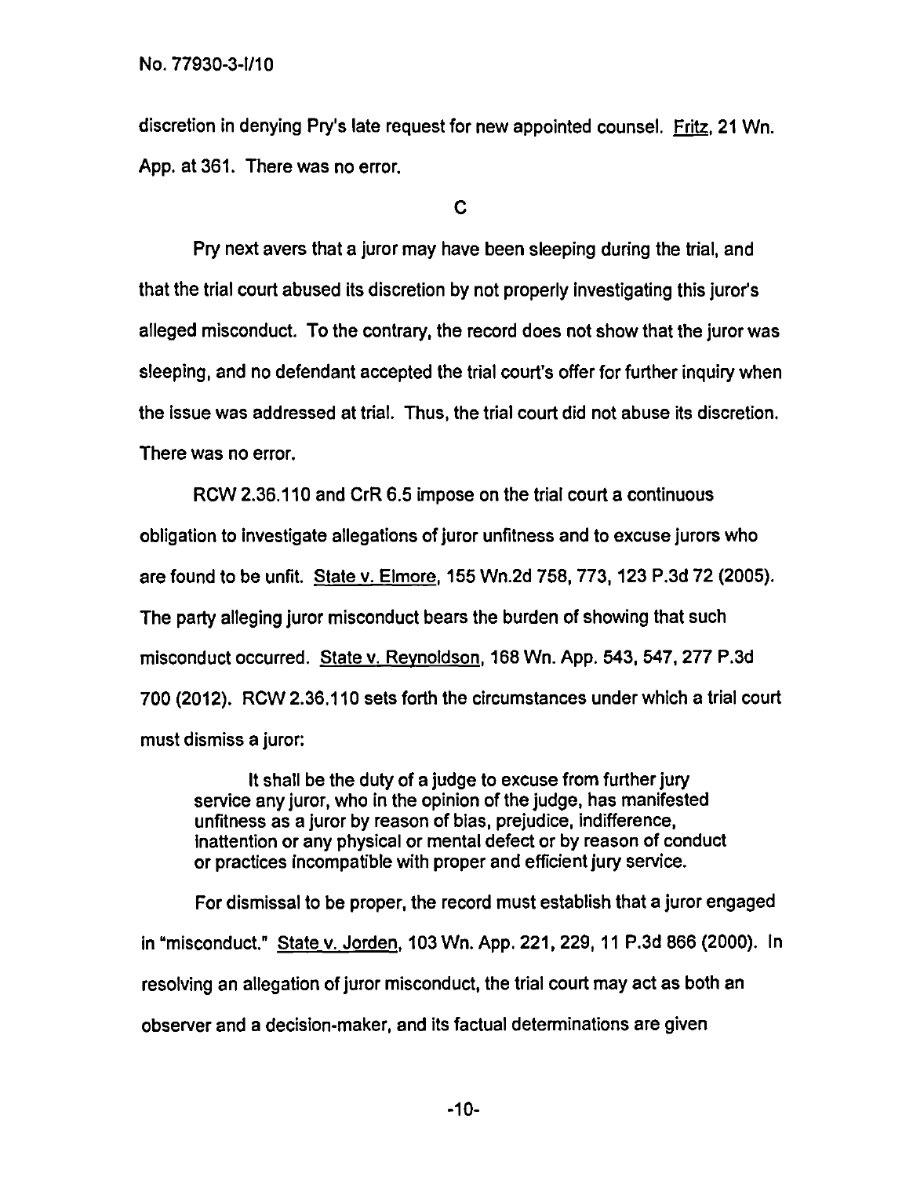discretion in denying Pry's late request for new appointed counsel. Fritz, 21 Wn. App. at 361. There was no error.

### C

Pry next avers that a juror may have been sleeping during the trial, and that the trial court abused its discretion by not properly investigating this juror's alleged misconduct. To the contrary, the record does not show that the juror was sleeping, and no defendant accepted the trial court's offer for further inquiry when the issue was addressed at trial. Thus, the trial court did not abuse its discretion. There was no error.

RCW 2.36.110 and CrR 6.5 impose on the trial court a continuous obligation to investigate allegations of juror unfitness and to excuse jurors who are found to be unfit. State v. Elmore, 155 Wn.2d 758, 773, 123 P.3d 72 (2005). The party alleging juror misconduct bears the burden of showing that such misconduct occurred. State v. Reynoldson, 168 Wn. App. 543, 547, 277 P.3d 700 (2012). RCW 2.36.110 sets forth the circumstances under which a trial court must dismiss a juror:

> It shall be the duty of a judge to excuse from further jury service any juror, who in the opinion of the judge, has manifested unfitness as a juror by reason of bias, prejudice, indifference, inattention or any physical or mental defect or by reason of conduct or practices incompatible with proper and efficient jury service.

For dismissal to be proper, the record must establish that a juror engaged in "misconduct." State v. Jorden, 103 Wn. App. 221, 229, 11 P.3d 866 (2000). In resolving an allegation of juror misconduct, the trial court may act as both an observer and a decision-maker, and its factual determinations are given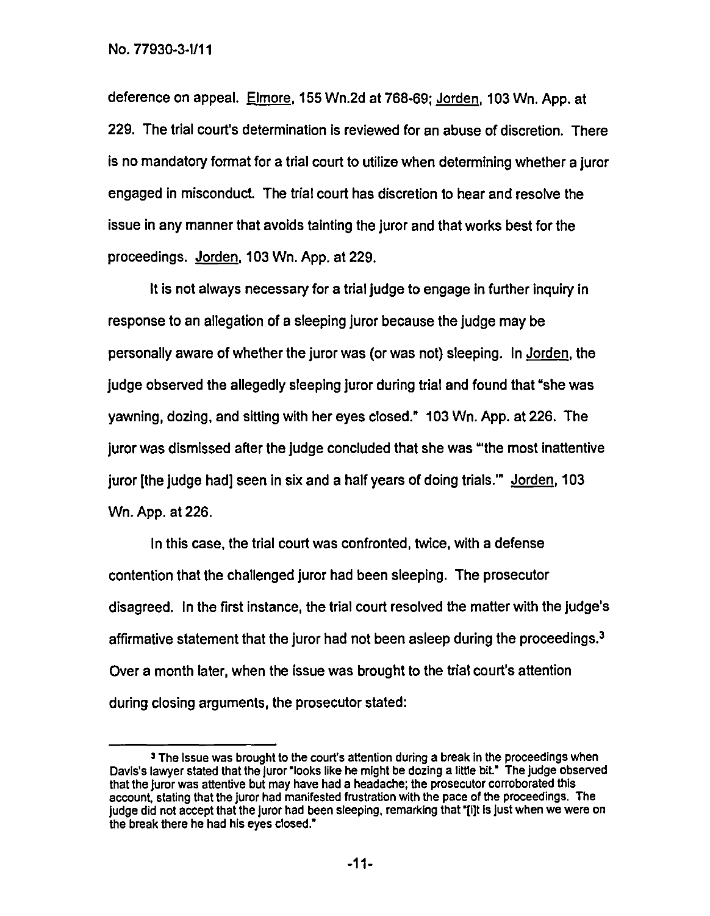deference on appeal. Elmore, 155 Wn.2d at 768-69; Jorden, 103 Wn. App. at 229. The trial court's determination is reviewed for an abuse of discretion. There is no mandatory format for a trial court to utilize when determining whether a juror engaged in misconduct. The trial court has discretion to hear and resolve the issue in any manner that avoids tainting the juror and that works best for the proceedings. Jorden, 103 Wn. App. at 229.

It is not always necessary for a trial judge to engage in further inquiry in response to an allegation of a sleeping juror because the judge may be personally aware of whether the juror was (or was not) sleeping. In Jorden, the judge observed the allegedly sleeping juror during trial and found that "she was yawning, dozing, and sitting with her eyes closed." 103 Wn. App. at 226. The juror was dismissed after the judge concluded that she was "'the most inattentive juror [the judge had] seen in six and a half years of doing trials.'" Jorden, 103 Wn. App. at 226.

In this case, the trial court was confronted, twice, with a defense contention that the challenged juror had been sleeping. The prosecutor disagreed. In the first instance, the trial court resolved the matter with the judge's affirmative statement that the juror had not been asleep during the proceedings.[3] Over a month later, when the issue was brought to the trial court's attention during closing arguments, the prosecutor stated:

---

[3] The issue was brought to the court's attention during a break in the proceedings when Davis's lawyer stated that the juror "looks like he might be dozing a little bit." The judge observed that the juror was attentive but may have had a headache; the prosecutor corroborated this account, stating that the juror had manifested frustration with the pace of the proceedings. The judge did not accept that the juror had been sleeping, remarking that "[i]t is just when we were on the break there he had his eyes closed."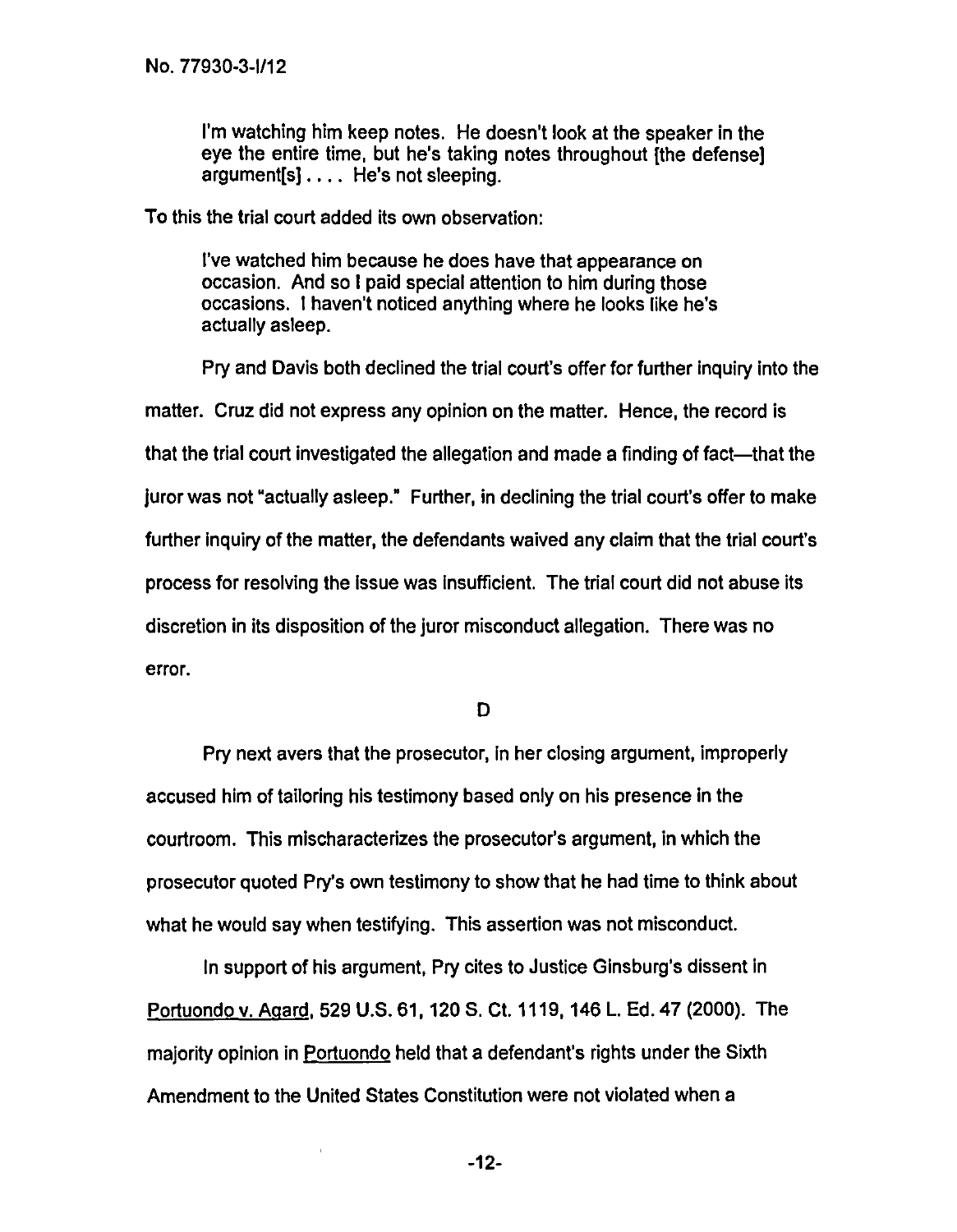> I'm watching him keep notes. He doesn't look at the speaker in the eye the entire time, but he's taking notes throughout [the defense] argument[s] . . . . He's not sleeping.

To this the trial court added its own observation:

> I've watched him because he does have that appearance on occasion. And so I paid special attention to him during those occasions. I haven't noticed anything where he looks like he's actually asleep.

Pry and Davis both declined the trial court's offer for further inquiry into the matter. Cruz did not express any opinion on the matter. Hence, the record is that the trial court investigated the allegation and made a finding of fact—that the juror was not "actually asleep." Further, in declining the trial court's offer to make further inquiry of the matter, the defendants waived any claim that the trial court's process for resolving the issue was insufficient. The trial court did not abuse its discretion in its disposition of the juror misconduct allegation. There was no error.

D

Pry next avers that the prosecutor, in her closing argument, improperly accused him of tailoring his testimony based only on his presence in the courtroom. This mischaracterizes the prosecutor's argument, in which the prosecutor quoted Pry's own testimony to show that he had time to think about what he would say when testifying. This assertion was not misconduct.

In support of his argument, Pry cites to Justice Ginsburg's dissent in Portuondo v. Agard, 529 U.S. 61, 120 S. Ct. 1119, 146 L. Ed. 47 (2000). The majority opinion in Portuondo held that a defendant's rights under the Sixth Amendment to the United States Constitution were not violated when a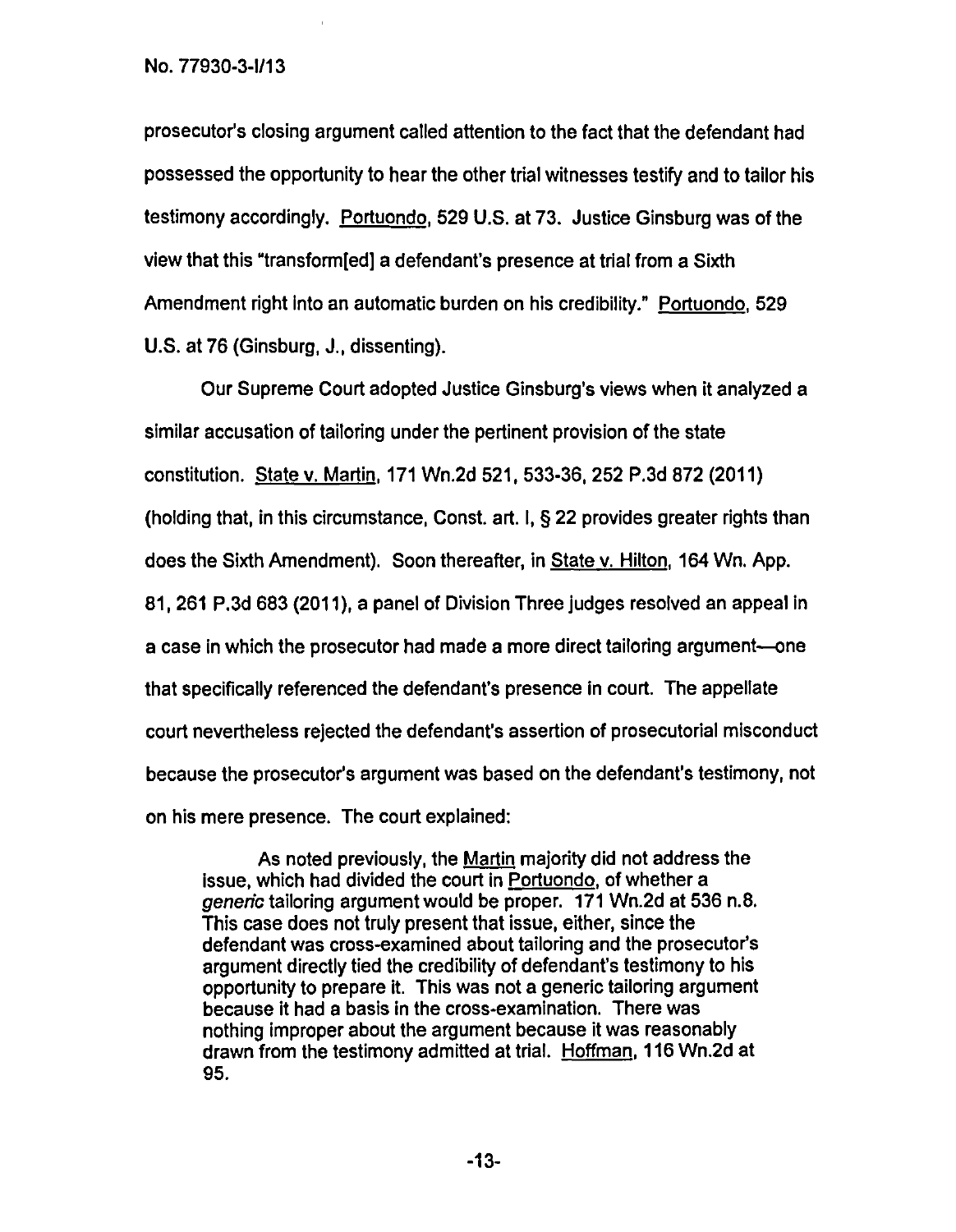prosecutor's closing argument called attention to the fact that the defendant had possessed the opportunity to hear the other trial witnesses testify and to tailor his testimony accordingly. Portuondo, 529 U.S. at 73. Justice Ginsburg was of the view that this "transform[ed] a defendant's presence at trial from a Sixth Amendment right into an automatic burden on his credibility." Portuondo, 529 U.S. at 76 (Ginsburg, J., dissenting).

Our Supreme Court adopted Justice Ginsburg's views when it analyzed a similar accusation of tailoring under the pertinent provision of the state constitution. State v. Martin, 171 Wn.2d 521, 533-36, 252 P.3d 872 (2011) (holding that, in this circumstance, Const. art. I, § 22 provides greater rights than does the Sixth Amendment). Soon thereafter, in State v. Hilton, 164 Wn. App. 81, 261 P.3d 683 (2011), a panel of Division Three judges resolved an appeal in a case in which the prosecutor had made a more direct tailoring argument—one that specifically referenced the defendant's presence in court. The appellate court nevertheless rejected the defendant's assertion of prosecutorial misconduct because the prosecutor's argument was based on the defendant's testimony, not on his mere presence. The court explained:

> As noted previously, the Martin majority did not address the issue, which had divided the court in Portuondo, of whether a *generic* tailoring argument would be proper. 171 Wn.2d at 536 n.8. This case does not truly present that issue, either, since the defendant was cross-examined about tailoring and the prosecutor's argument directly tied the credibility of defendant's testimony to his opportunity to prepare it. This was not a generic tailoring argument because it had a basis in the cross-examination. There was nothing improper about the argument because it was reasonably drawn from the testimony admitted at trial. Hoffman, 116 Wn.2d at 95.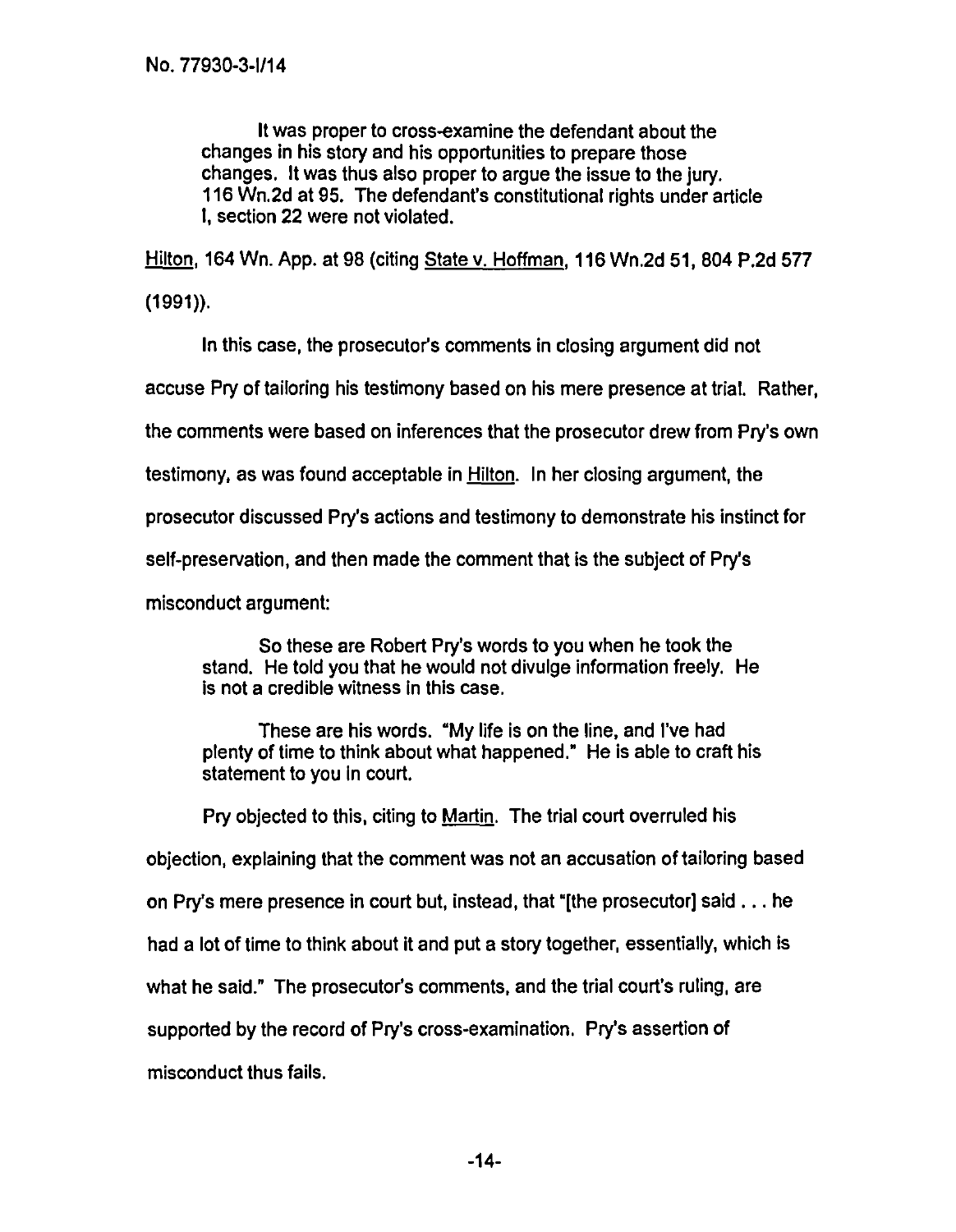It was proper to cross-examine the defendant about the changes in his story and his opportunities to prepare those changes. It was thus also proper to argue the issue to the jury. 116 Wn.2d at 95. The defendant's constitutional rights under article I, section 22 were not violated.

Hilton, 164 Wn. App. at 98 (citing State v. Hoffman, 116 Wn.2d 51, 804 P.2d 577 (1991)).

In this case, the prosecutor's comments in closing argument did not accuse Pry of tailoring his testimony based on his mere presence at trial. Rather, the comments were based on inferences that the prosecutor drew from Pry's own testimony, as was found acceptable in Hilton. In her closing argument, the prosecutor discussed Pry's actions and testimony to demonstrate his instinct for self-preservation, and then made the comment that is the subject of Pry's misconduct argument:

> So these are Robert Pry's words to you when he took the stand. He told you that he would not divulge information freely. He is not a credible witness in this case.
>
> These are his words. "My life is on the line, and I've had plenty of time to think about what happened." He is able to craft his statement to you in court.

Pry objected to this, citing to Martin. The trial court overruled his objection, explaining that the comment was not an accusation of tailoring based on Pry's mere presence in court but, instead, that "[the prosecutor] said . . . he had a lot of time to think about it and put a story together, essentially, which is what he said." The prosecutor's comments, and the trial court's ruling, are supported by the record of Pry's cross-examination. Pry's assertion of misconduct thus fails.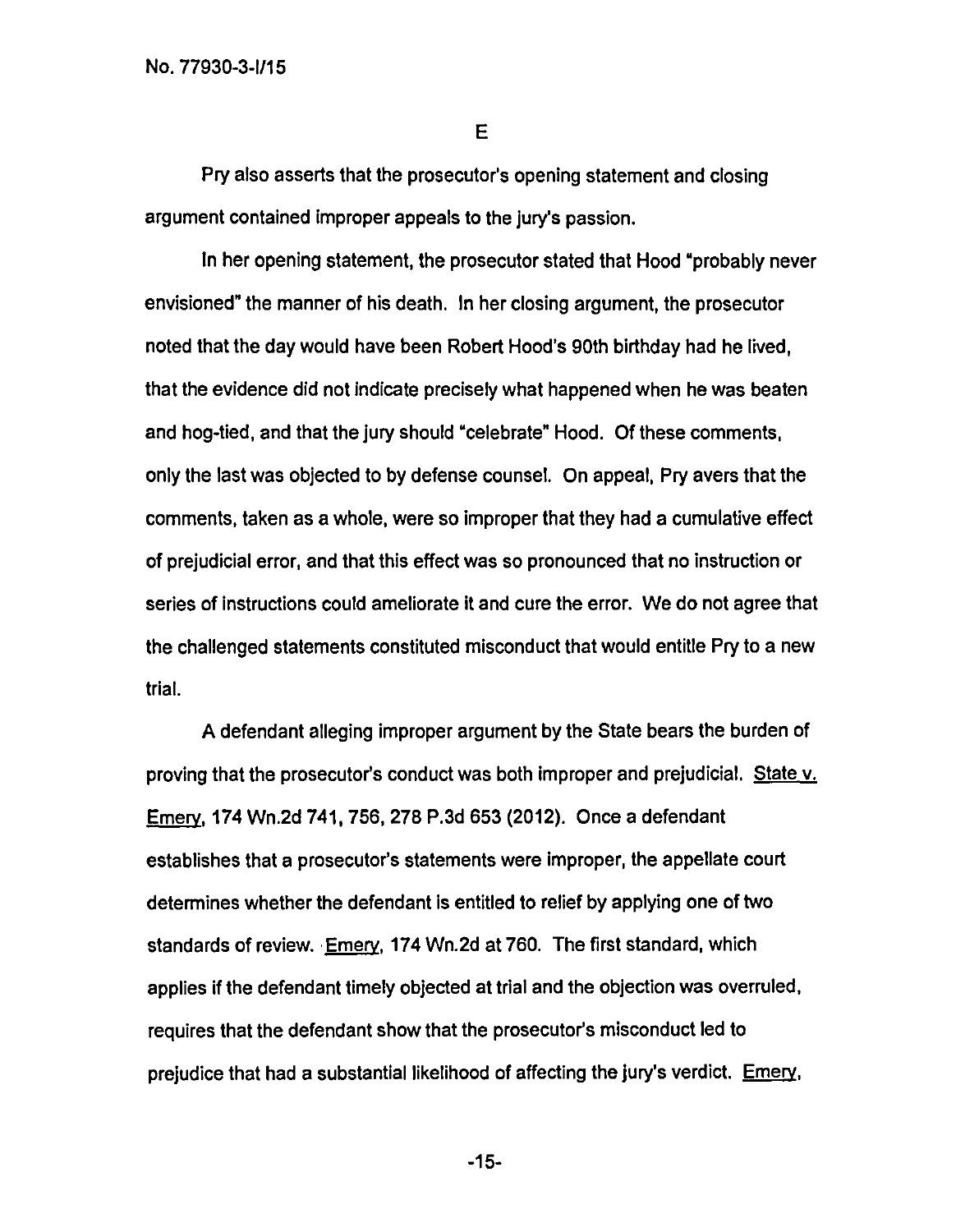E

Pry also asserts that the prosecutor's opening statement and closing argument contained improper appeals to the jury's passion.

In her opening statement, the prosecutor stated that Hood "probably never envisioned" the manner of his death. In her closing argument, the prosecutor noted that the day would have been Robert Hood's 90th birthday had he lived, that the evidence did not indicate precisely what happened when he was beaten and hog-tied, and that the jury should "celebrate" Hood. Of these comments, only the last was objected to by defense counsel. On appeal, Pry avers that the comments, taken as a whole, were so improper that they had a cumulative effect of prejudicial error, and that this effect was so pronounced that no instruction or series of instructions could ameliorate it and cure the error. We do not agree that the challenged statements constituted misconduct that would entitle Pry to a new trial.

A defendant alleging improper argument by the State bears the burden of proving that the prosecutor's conduct was both improper and prejudicial. State v. Emery, 174 Wn.2d 741, 756, 278 P.3d 653 (2012). Once a defendant establishes that a prosecutor's statements were improper, the appellate court determines whether the defendant is entitled to relief by applying one of two standards of review. Emery, 174 Wn.2d at 760. The first standard, which applies if the defendant timely objected at trial and the objection was overruled, requires that the defendant show that the prosecutor's misconduct led to prejudice that had a substantial likelihood of affecting the jury's verdict. Emery,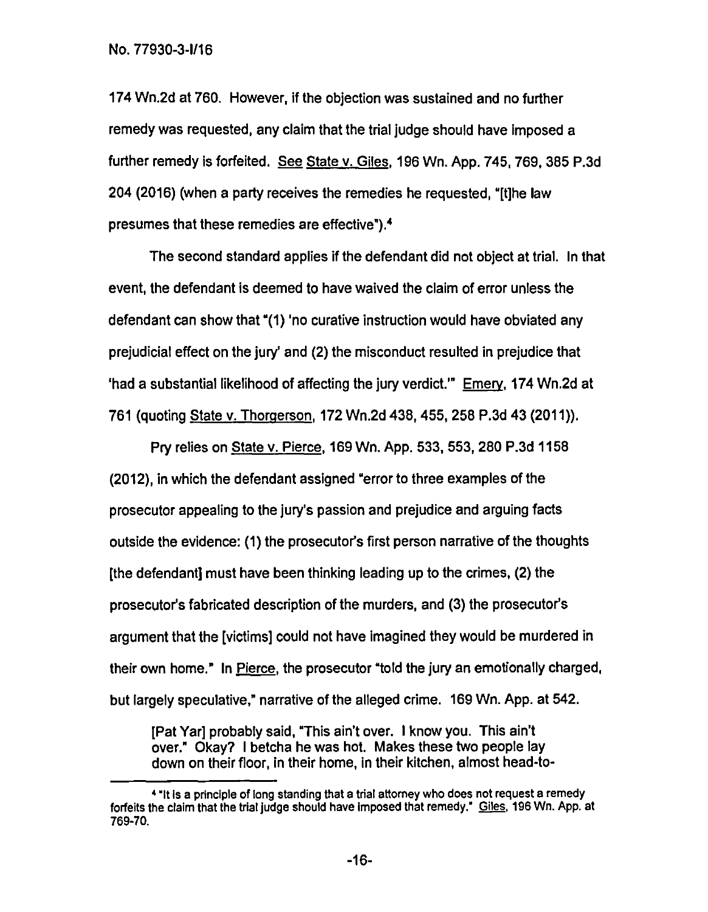174 Wn.2d at 760. However, if the objection was sustained and no further remedy was requested, any claim that the trial judge should have imposed a further remedy is forfeited. See State v. Giles, 196 Wn. App. 745, 769, 385 P.3d 204 (2016) (when a party receives the remedies he requested, "[t]he law presumes that these remedies are effective").[4]

The second standard applies if the defendant did not object at trial. In that event, the defendant is deemed to have waived the claim of error unless the defendant can show that "(1) 'no curative instruction would have obviated any prejudicial effect on the jury' and (2) the misconduct resulted in prejudice that 'had a substantial likelihood of affecting the jury verdict.'" Emery, 174 Wn.2d at 761 (quoting State v. Thorgerson, 172 Wn.2d 438, 455, 258 P.3d 43 (2011)).

Pry relies on State v. Pierce, 169 Wn. App. 533, 553, 280 P.3d 1158 (2012), in which the defendant assigned "error to three examples of the prosecutor appealing to the jury's passion and prejudice and arguing facts outside the evidence: (1) the prosecutor's first person narrative of the thoughts [the defendant] must have been thinking leading up to the crimes, (2) the prosecutor's fabricated description of the murders, and (3) the prosecutor's argument that the [victims] could not have imagined they would be murdered in their own home." In Pierce, the prosecutor "told the jury an emotionally charged, but largely speculative," narrative of the alleged crime. 169 Wn. App. at 542.

> [Pat Yar] probably said, "This ain't over. I know you. This ain't over." Okay? I betcha he was hot. Makes these two people lay down on their floor, in their home, in their kitchen, almost head-to-

[4] "It is a principle of long standing that a trial attorney who does not request a remedy forfeits the claim that the trial judge should have imposed that remedy." Giles, 196 Wn. App. at 769-70.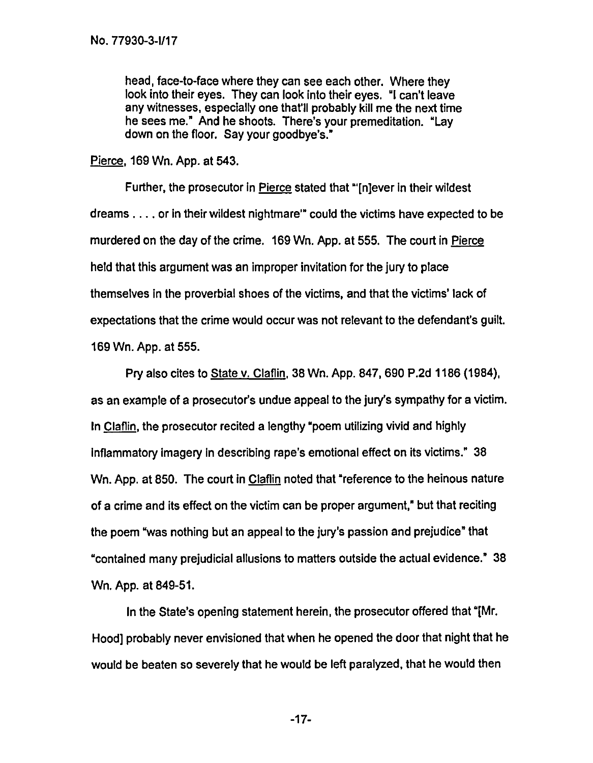> head, face-to-face where they can see each other. Where they look into their eyes. They can look into their eyes. "I can't leave any witnesses, especially one that'll probably kill me the next time he sees me." And he shoots. There's your premeditation. "Lay down on the floor. Say your goodbye's."

Pierce, 169 Wn. App. at 543.

Further, the prosecutor in Pierce stated that "'[n]ever in their wildest dreams . . . . or in their wildest nightmare'" could the victims have expected to be murdered on the day of the crime. 169 Wn. App. at 555. The court in Pierce held that this argument was an improper invitation for the jury to place themselves in the proverbial shoes of the victims, and that the victims' lack of expectations that the crime would occur was not relevant to the defendant's guilt. 169 Wn. App. at 555.

Pry also cites to State v. Claflin, 38 Wn. App. 847, 690 P.2d 1186 (1984), as an example of a prosecutor's undue appeal to the jury's sympathy for a victim. In Claflin, the prosecutor recited a lengthy "poem utilizing vivid and highly inflammatory imagery in describing rape's emotional effect on its victims." 38 Wn. App. at 850. The court in Claflin noted that "reference to the heinous nature of a crime and its effect on the victim can be proper argument," but that reciting the poem "was nothing but an appeal to the jury's passion and prejudice" that "contained many prejudicial allusions to matters outside the actual evidence." 38 Wn. App. at 849-51.

In the State's opening statement herein, the prosecutor offered that "[Mr. Hood] probably never envisioned that when he opened the door that night that he would be beaten so severely that he would be left paralyzed, that he would then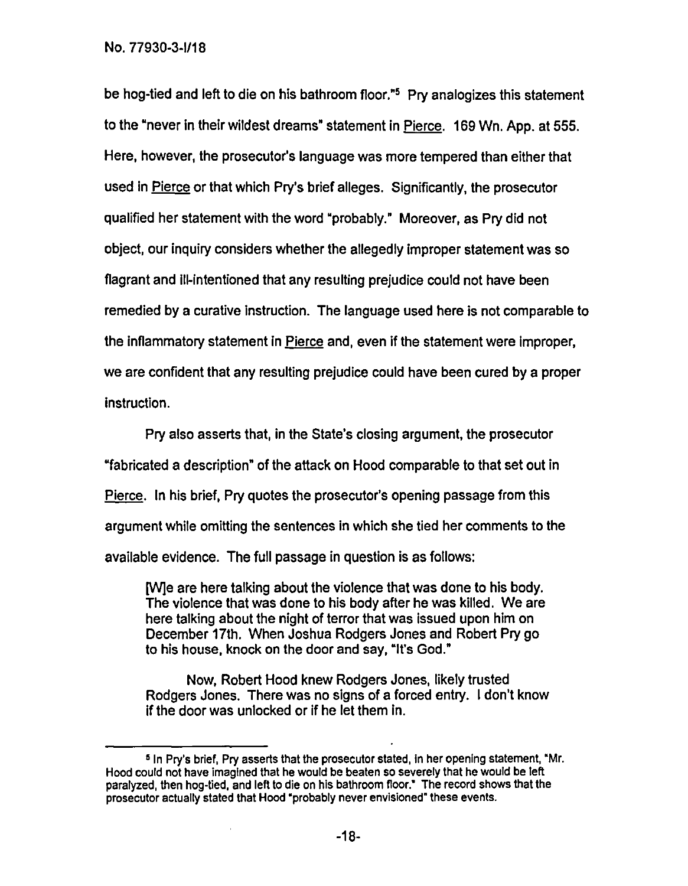be hog-tied and left to die on his bathroom floor."[5] Pry analogizes this statement to the "never in their wildest dreams" statement in Pierce. 169 Wn. App. at 555. Here, however, the prosecutor's language was more tempered than either that used in Pierce or that which Pry's brief alleges. Significantly, the prosecutor qualified her statement with the word "probably." Moreover, as Pry did not object, our inquiry considers whether the allegedly improper statement was so flagrant and ill-intentioned that any resulting prejudice could not have been remedied by a curative instruction. The language used here is not comparable to the inflammatory statement in Pierce and, even if the statement were improper, we are confident that any resulting prejudice could have been cured by a proper instruction.

Pry also asserts that, in the State's closing argument, the prosecutor "fabricated a description" of the attack on Hood comparable to that set out in Pierce. In his brief, Pry quotes the prosecutor's opening passage from this argument while omitting the sentences in which she tied her comments to the available evidence. The full passage in question is as follows:

> [W]e are here talking about the violence that was done to his body. The violence that was done to his body after he was killed. We are here talking about the night of terror that was issued upon him on December 17th. When Joshua Rodgers Jones and Robert Pry go to his house, knock on the door and say, "It's God."
>
> Now, Robert Hood knew Rodgers Jones, likely trusted Rodgers Jones. There was no signs of a forced entry. I don't know if the door was unlocked or if he let them in.

---

[5] In Pry's brief, Pry asserts that the prosecutor stated, in her opening statement, "Mr. Hood could not have imagined that he would be beaten so severely that he would be left paralyzed, then hog-tied, and left to die on his bathroom floor." The record shows that the prosecutor actually stated that Hood "probably never envisioned" these events.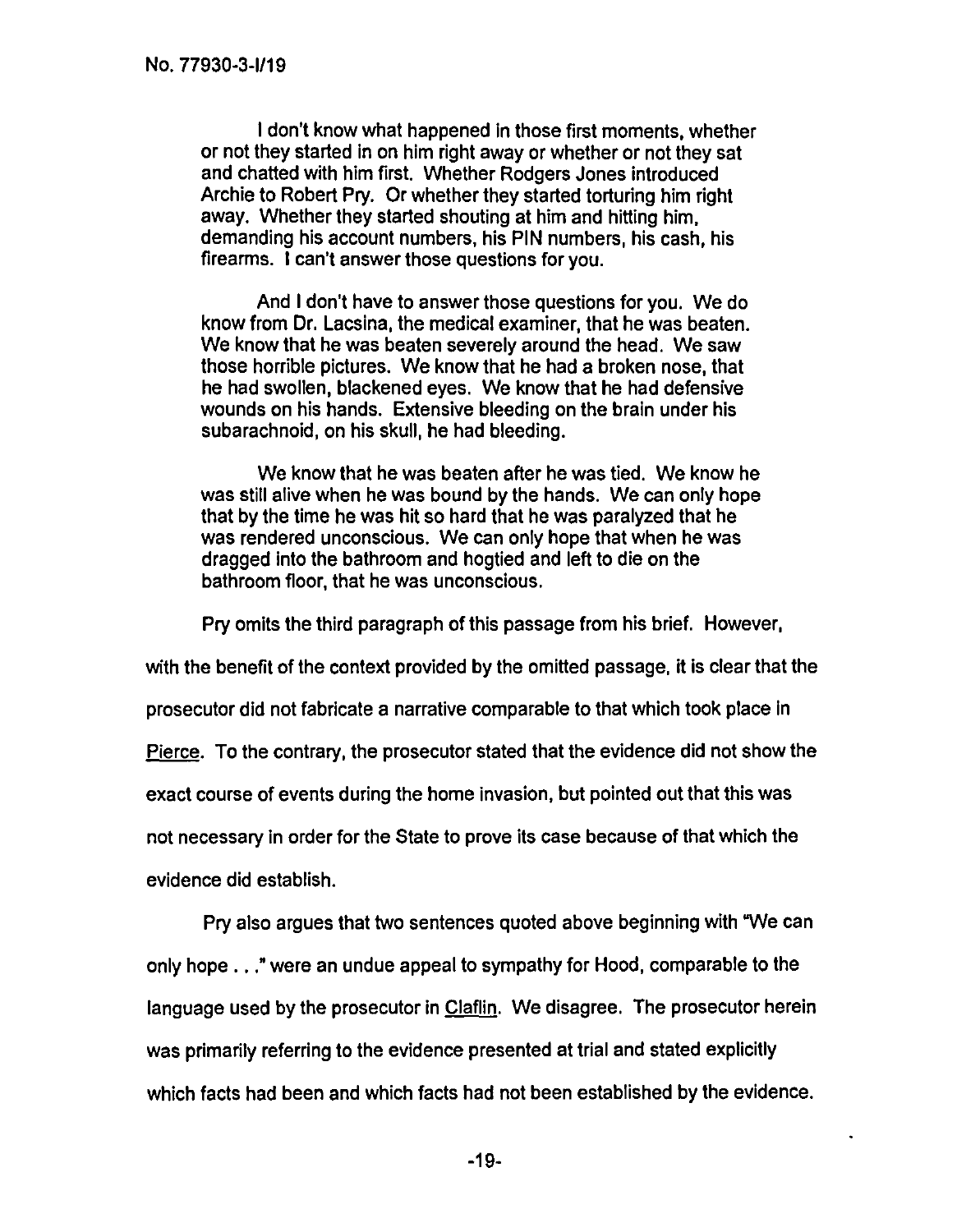> I don't know what happened in those first moments, whether or not they started in on him right away or whether or not they sat and chatted with him first. Whether Rodgers Jones introduced Archie to Robert Pry. Or whether they started torturing him right away. Whether they started shouting at him and hitting him, demanding his account numbers, his PIN numbers, his cash, his firearms. I can't answer those questions for you.
>
> And I don't have to answer those questions for you. We do know from Dr. Lacsina, the medical examiner, that he was beaten. We know that he was beaten severely around the head. We saw those horrible pictures. We know that he had a broken nose, that he had swollen, blackened eyes. We know that he had defensive wounds on his hands. Extensive bleeding on the brain under his subarachnoid, on his skull, he had bleeding.
>
> We know that he was beaten after he was tied. We know he was still alive when he was bound by the hands. We can only hope that by the time he was hit so hard that he was paralyzed that he was rendered unconscious. We can only hope that when he was dragged into the bathroom and hogtied and left to die on the bathroom floor, that he was unconscious.

Pry omits the third paragraph of this passage from his brief. However, with the benefit of the context provided by the omitted passage, it is clear that the prosecutor did not fabricate a narrative comparable to that which took place in Pierce. To the contrary, the prosecutor stated that the evidence did not show the exact course of events during the home invasion, but pointed out that this was not necessary in order for the State to prove its case because of that which the evidence did establish.

Pry also argues that two sentences quoted above beginning with "We can only hope . . ." were an undue appeal to sympathy for Hood, comparable to the language used by the prosecutor in Claflin. We disagree. The prosecutor herein was primarily referring to the evidence presented at trial and stated explicitly which facts had been and which facts had not been established by the evidence.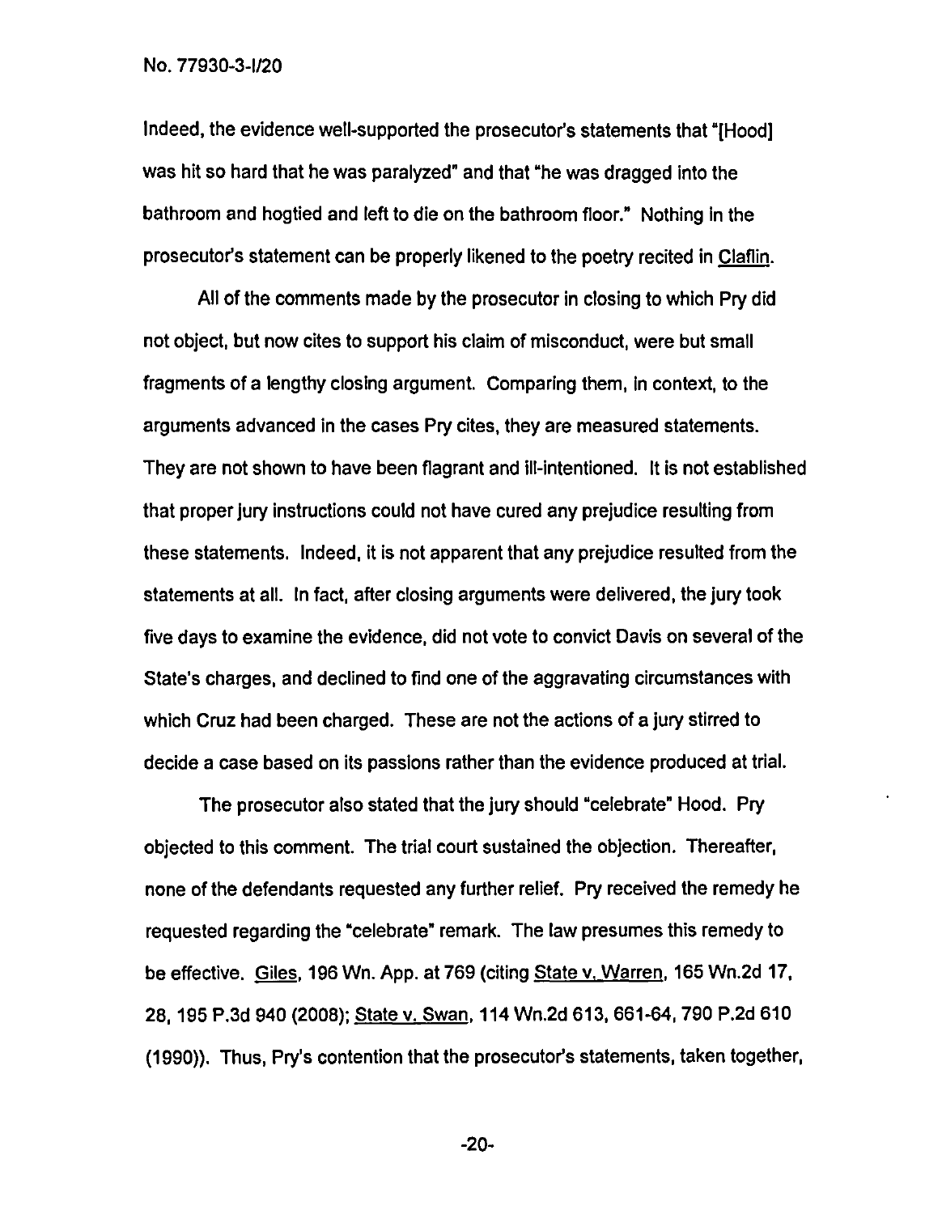Indeed, the evidence well-supported the prosecutor's statements that "[Hood] was hit so hard that he was paralyzed" and that "he was dragged into the bathroom and hogtied and left to die on the bathroom floor." Nothing in the prosecutor's statement can be properly likened to the poetry recited in Claflin.

All of the comments made by the prosecutor in closing to which Pry did not object, but now cites to support his claim of misconduct, were but small fragments of a lengthy closing argument. Comparing them, in context, to the arguments advanced in the cases Pry cites, they are measured statements. They are not shown to have been flagrant and ill-intentioned. It is not established that proper jury instructions could not have cured any prejudice resulting from these statements. Indeed, it is not apparent that any prejudice resulted from the statements at all. In fact, after closing arguments were delivered, the jury took five days to examine the evidence, did not vote to convict Davis on several of the State's charges, and declined to find one of the aggravating circumstances with which Cruz had been charged. These are not the actions of a jury stirred to decide a case based on its passions rather than the evidence produced at trial.

The prosecutor also stated that the jury should "celebrate" Hood. Pry objected to this comment. The trial court sustained the objection. Thereafter, none of the defendants requested any further relief. Pry received the remedy he requested regarding the "celebrate" remark. The law presumes this remedy to be effective. Giles, 196 Wn. App. at 769 (citing State v. Warren, 165 Wn.2d 17, 28, 195 P.3d 940 (2008); State v. Swan, 114 Wn.2d 613, 661-64, 790 P.2d 610 (1990)). Thus, Pry's contention that the prosecutor's statements, taken together,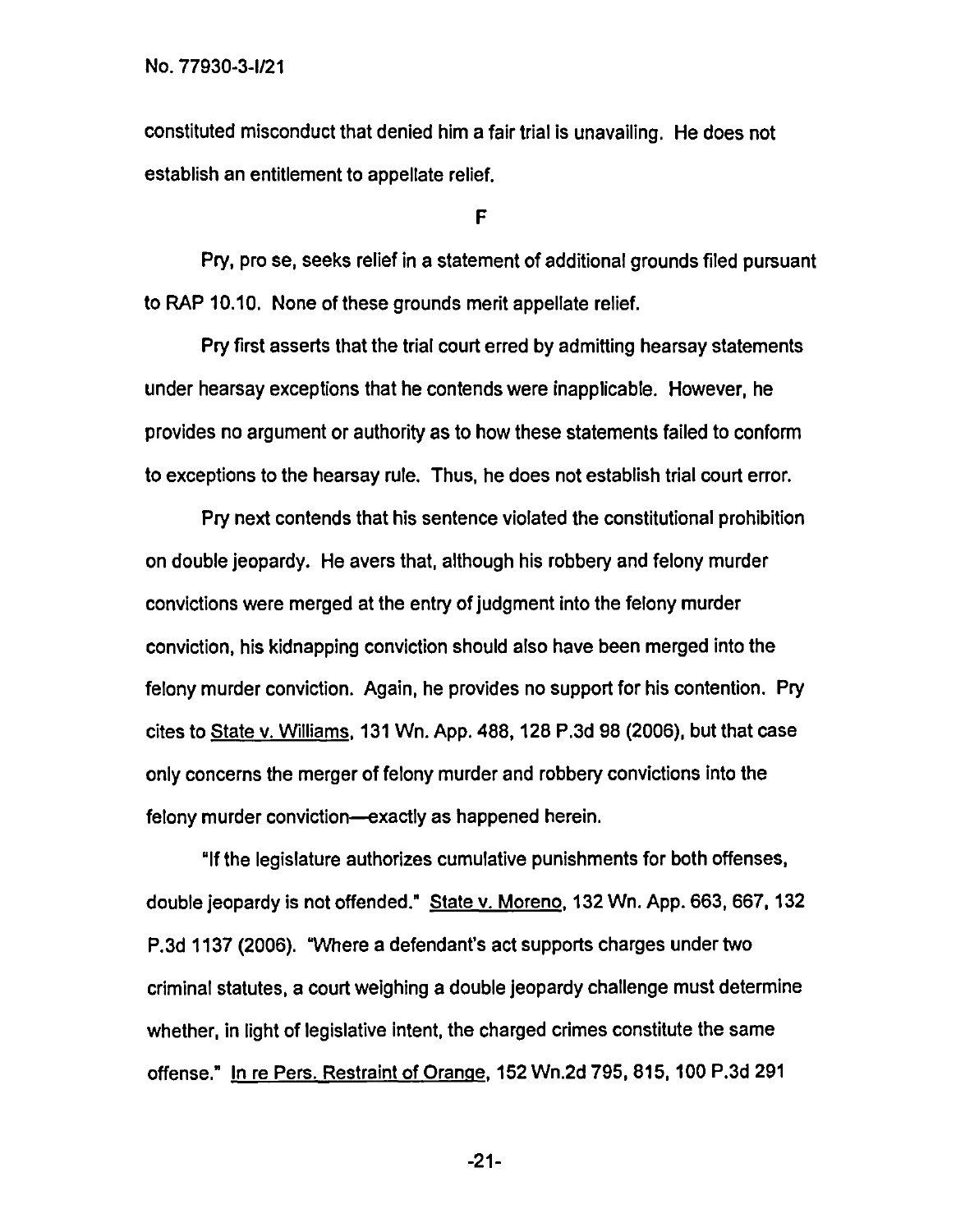constituted misconduct that denied him a fair trial is unavailing. He does not establish an entitlement to appellate relief.

### F

Pry, pro se, seeks relief in a statement of additional grounds filed pursuant to RAP 10.10. None of these grounds merit appellate relief.

Pry first asserts that the trial court erred by admitting hearsay statements under hearsay exceptions that he contends were inapplicable. However, he provides no argument or authority as to how these statements failed to conform to exceptions to the hearsay rule. Thus, he does not establish trial court error.

Pry next contends that his sentence violated the constitutional prohibition on double jeopardy. He avers that, although his robbery and felony murder convictions were merged at the entry of judgment into the felony murder conviction, his kidnapping conviction should also have been merged into the felony murder conviction. Again, he provides no support for his contention. Pry cites to State v. Williams, 131 Wn. App. 488, 128 P.3d 98 (2006), but that case only concerns the merger of felony murder and robbery convictions into the felony murder conviction—exactly as happened herein.

"If the legislature authorizes cumulative punishments for both offenses, double jeopardy is not offended." State v. Moreno, 132 Wn. App. 663, 667, 132 P.3d 1137 (2006). "Where a defendant's act supports charges under two criminal statutes, a court weighing a double jeopardy challenge must determine whether, in light of legislative intent, the charged crimes constitute the same offense." In re Pers. Restraint of Orange, 152 Wn.2d 795, 815, 100 P.3d 291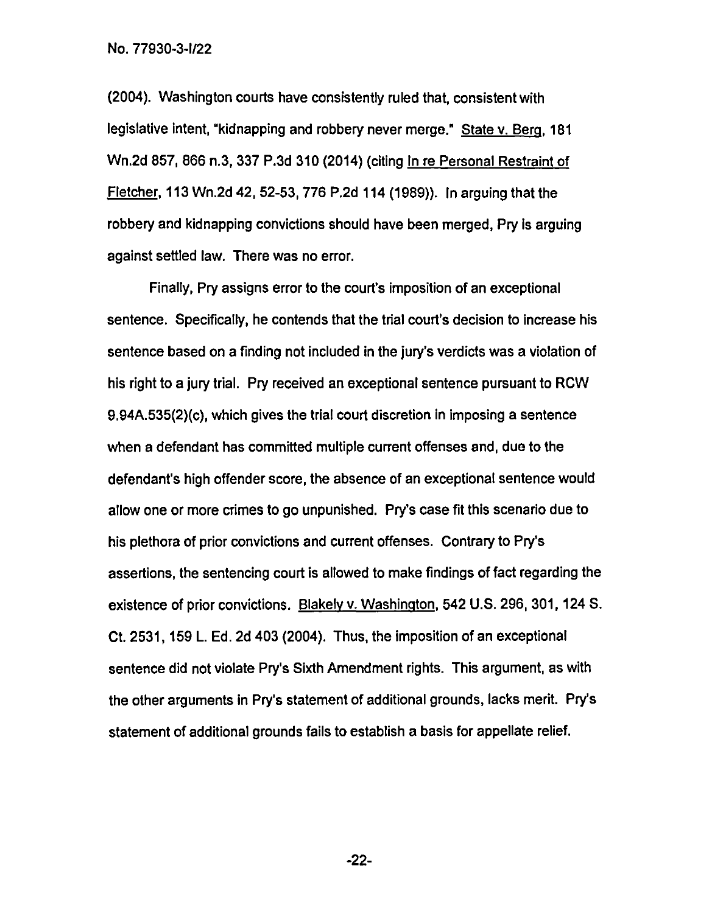(2004). Washington courts have consistently ruled that, consistent with legislative intent, "kidnapping and robbery never merge." State v. Berg, 181 Wn.2d 857, 866 n.3, 337 P.3d 310 (2014) (citing In re Personal Restraint of Fletcher, 113 Wn.2d 42, 52-53, 776 P.2d 114 (1989)). In arguing that the robbery and kidnapping convictions should have been merged, Pry is arguing against settled law. There was no error.

Finally, Pry assigns error to the court's imposition of an exceptional sentence. Specifically, he contends that the trial court's decision to increase his sentence based on a finding not included in the jury's verdicts was a violation of his right to a jury trial. Pry received an exceptional sentence pursuant to RCW 9.94A.535(2)(c), which gives the trial court discretion in imposing a sentence when a defendant has committed multiple current offenses and, due to the defendant's high offender score, the absence of an exceptional sentence would allow one or more crimes to go unpunished. Pry's case fit this scenario due to his plethora of prior convictions and current offenses. Contrary to Pry's assertions, the sentencing court is allowed to make findings of fact regarding the existence of prior convictions. Blakely v. Washington, 542 U.S. 296, 301, 124 S. Ct. 2531, 159 L. Ed. 2d 403 (2004). Thus, the imposition of an exceptional sentence did not violate Pry's Sixth Amendment rights. This argument, as with the other arguments in Pry's statement of additional grounds, lacks merit. Pry's statement of additional grounds fails to establish a basis for appellate relief.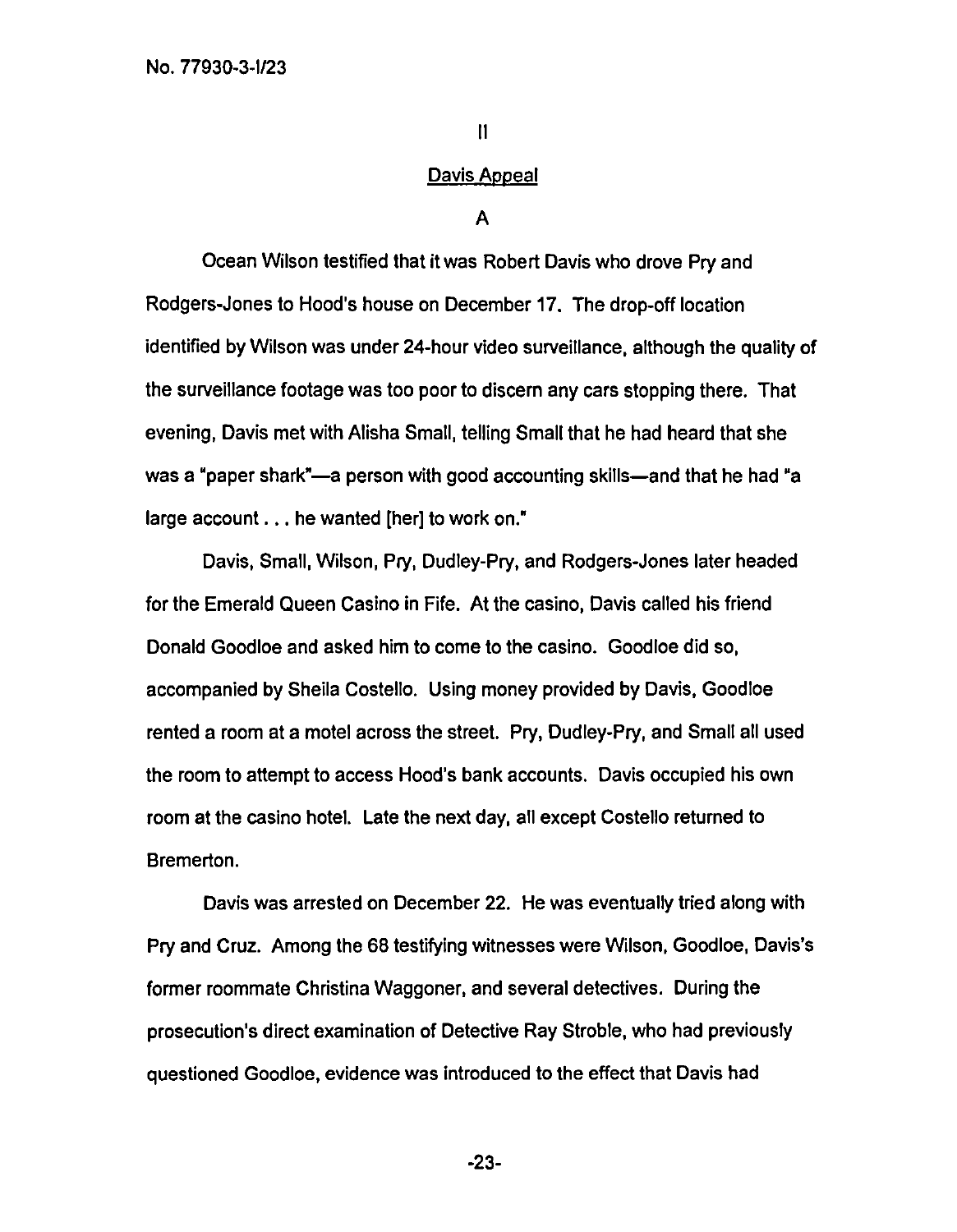## II

### Davis Appeal

### A

Ocean Wilson testified that it was Robert Davis who drove Pry and Rodgers-Jones to Hood's house on December 17. The drop-off location identified by Wilson was under 24-hour video surveillance, although the quality of the surveillance footage was too poor to discern any cars stopping there. That evening, Davis met with Alisha Small, telling Small that he had heard that she was a "paper shark"—a person with good accounting skills—and that he had "a large account . . . he wanted [her] to work on."

Davis, Small, Wilson, Pry, Dudley-Pry, and Rodgers-Jones later headed for the Emerald Queen Casino in Fife. At the casino, Davis called his friend Donald Goodloe and asked him to come to the casino. Goodloe did so, accompanied by Sheila Costello. Using money provided by Davis, Goodloe rented a room at a motel across the street. Pry, Dudley-Pry, and Small all used the room to attempt to access Hood's bank accounts. Davis occupied his own room at the casino hotel. Late the next day, all except Costello returned to Bremerton.

Davis was arrested on December 22. He was eventually tried along with Pry and Cruz. Among the 68 testifying witnesses were Wilson, Goodloe, Davis's former roommate Christina Waggoner, and several detectives. During the prosecution's direct examination of Detective Ray Stroble, who had previously questioned Goodloe, evidence was introduced to the effect that Davis had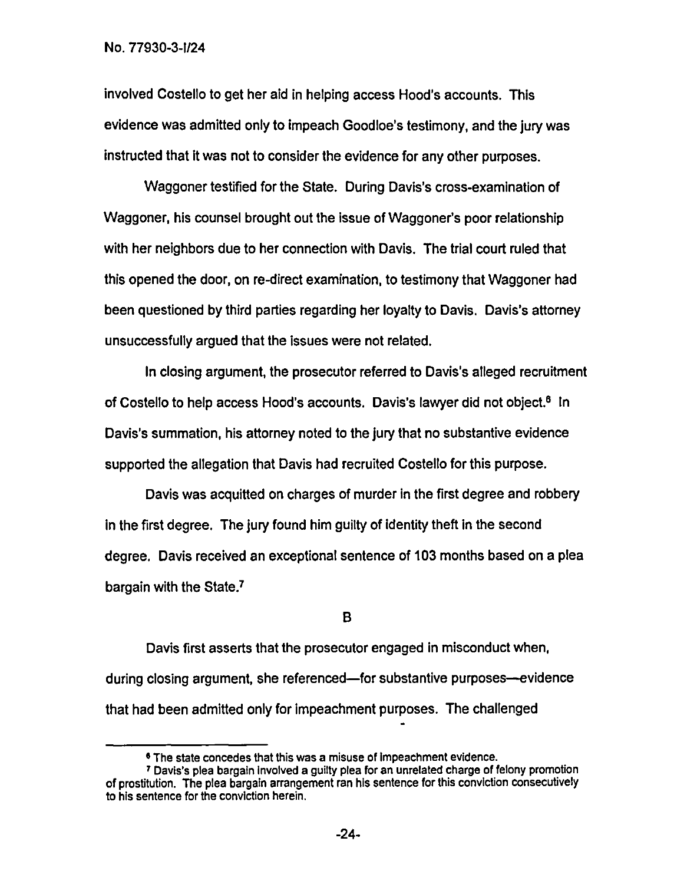involved Costello to get her aid in helping access Hood's accounts. This evidence was admitted only to impeach Goodloe's testimony, and the jury was instructed that it was not to consider the evidence for any other purposes.

Waggoner testified for the State. During Davis's cross-examination of Waggoner, his counsel brought out the issue of Waggoner's poor relationship with her neighbors due to her connection with Davis. The trial court ruled that this opened the door, on re-direct examination, to testimony that Waggoner had been questioned by third parties regarding her loyalty to Davis. Davis's attorney unsuccessfully argued that the issues were not related.

In closing argument, the prosecutor referred to Davis's alleged recruitment of Costello to help access Hood's accounts. Davis's lawyer did not object.[6] In Davis's summation, his attorney noted to the jury that no substantive evidence supported the allegation that Davis had recruited Costello for this purpose.

Davis was acquitted on charges of murder in the first degree and robbery in the first degree. The jury found him guilty of identity theft in the second degree. Davis received an exceptional sentence of 103 months based on a plea bargain with the State.[7]

B

Davis first asserts that the prosecutor engaged in misconduct when, during closing argument, she referenced—for substantive purposes—evidence that had been admitted only for impeachment purposes. The challenged

---

[6] The state concedes that this was a misuse of impeachment evidence.

[7] Davis's plea bargain involved a guilty plea for an unrelated charge of felony promotion of prostitution. The plea bargain arrangement ran his sentence for this conviction consecutively to his sentence for the conviction herein.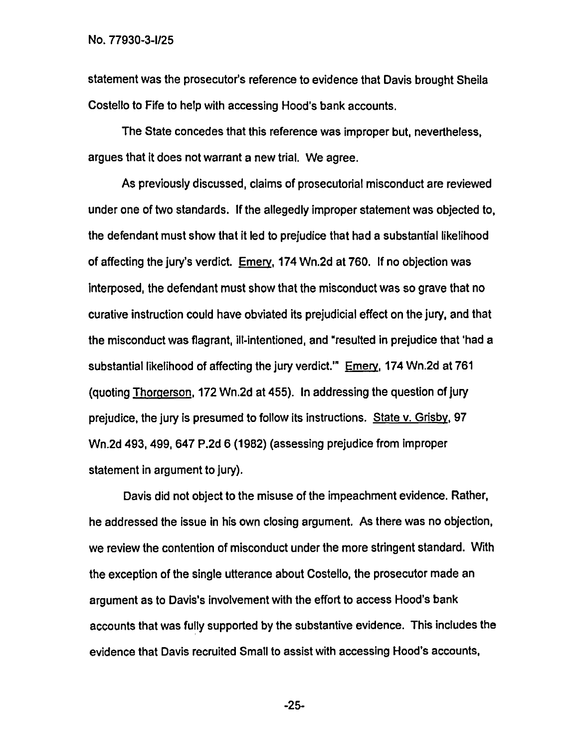statement was the prosecutor's reference to evidence that Davis brought Sheila Costello to Fife to help with accessing Hood's bank accounts.

The State concedes that this reference was improper but, nevertheless, argues that it does not warrant a new trial. We agree.

As previously discussed, claims of prosecutorial misconduct are reviewed under one of two standards. If the allegedly improper statement was objected to, the defendant must show that it led to prejudice that had a substantial likelihood of affecting the jury's verdict. Emery, 174 Wn.2d at 760. If no objection was interposed, the defendant must show that the misconduct was so grave that no curative instruction could have obviated its prejudicial effect on the jury, and that the misconduct was flagrant, ill-intentioned, and "resulted in prejudice that 'had a substantial likelihood of affecting the jury verdict.'" Emery, 174 Wn.2d at 761 (quoting Thorgerson, 172 Wn.2d at 455). In addressing the question of jury prejudice, the jury is presumed to follow its instructions. State v. Grisby, 97 Wn.2d 493, 499, 647 P.2d 6 (1982) (assessing prejudice from improper statement in argument to jury).

Davis did not object to the misuse of the impeachment evidence. Rather, he addressed the issue in his own closing argument. As there was no objection, we review the contention of misconduct under the more stringent standard. With the exception of the single utterance about Costello, the prosecutor made an argument as to Davis's involvement with the effort to access Hood's bank accounts that was fully supported by the substantive evidence. This includes the evidence that Davis recruited Small to assist with accessing Hood's accounts,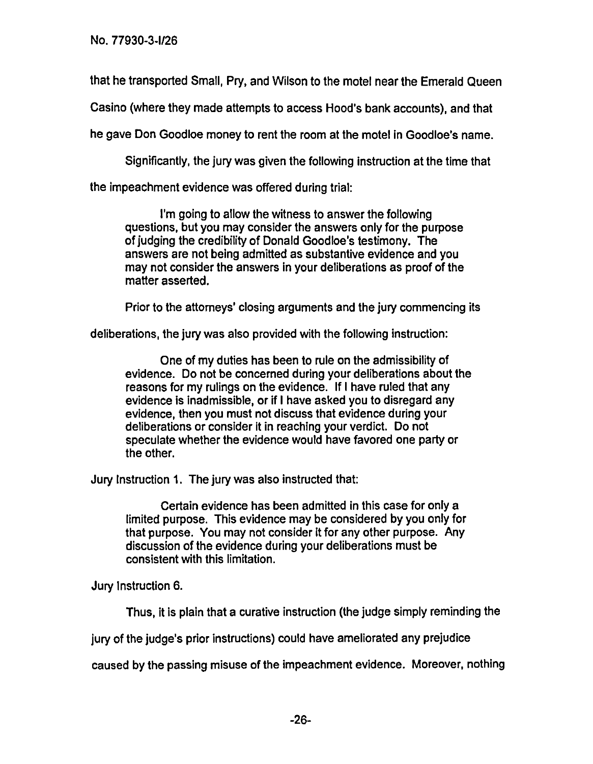that he transported Small, Pry, and Wilson to the motel near the Emerald Queen Casino (where they made attempts to access Hood's bank accounts), and that he gave Don Goodloe money to rent the room at the motel in Goodloe's name.

Significantly, the jury was given the following instruction at the time that the impeachment evidence was offered during trial:

> I'm going to allow the witness to answer the following questions, but you may consider the answers only for the purpose of judging the credibility of Donald Goodloe's testimony. The answers are not being admitted as substantive evidence and you may not consider the answers in your deliberations as proof of the matter asserted.

Prior to the attorneys' closing arguments and the jury commencing its deliberations, the jury was also provided with the following instruction:

> One of my duties has been to rule on the admissibility of evidence. Do not be concerned during your deliberations about the reasons for my rulings on the evidence. If I have ruled that any evidence is inadmissible, or if I have asked you to disregard any evidence, then you must not discuss that evidence during your deliberations or consider it in reaching your verdict. Do not speculate whether the evidence would have favored one party or the other.

Jury Instruction 1. The jury was also instructed that:

> Certain evidence has been admitted in this case for only a limited purpose. This evidence may be considered by you only for that purpose. You may not consider it for any other purpose. Any discussion of the evidence during your deliberations must be consistent with this limitation.

Jury Instruction 6.

Thus, it is plain that a curative instruction (the judge simply reminding the jury of the judge's prior instructions) could have ameliorated any prejudice caused by the passing misuse of the impeachment evidence. Moreover, nothing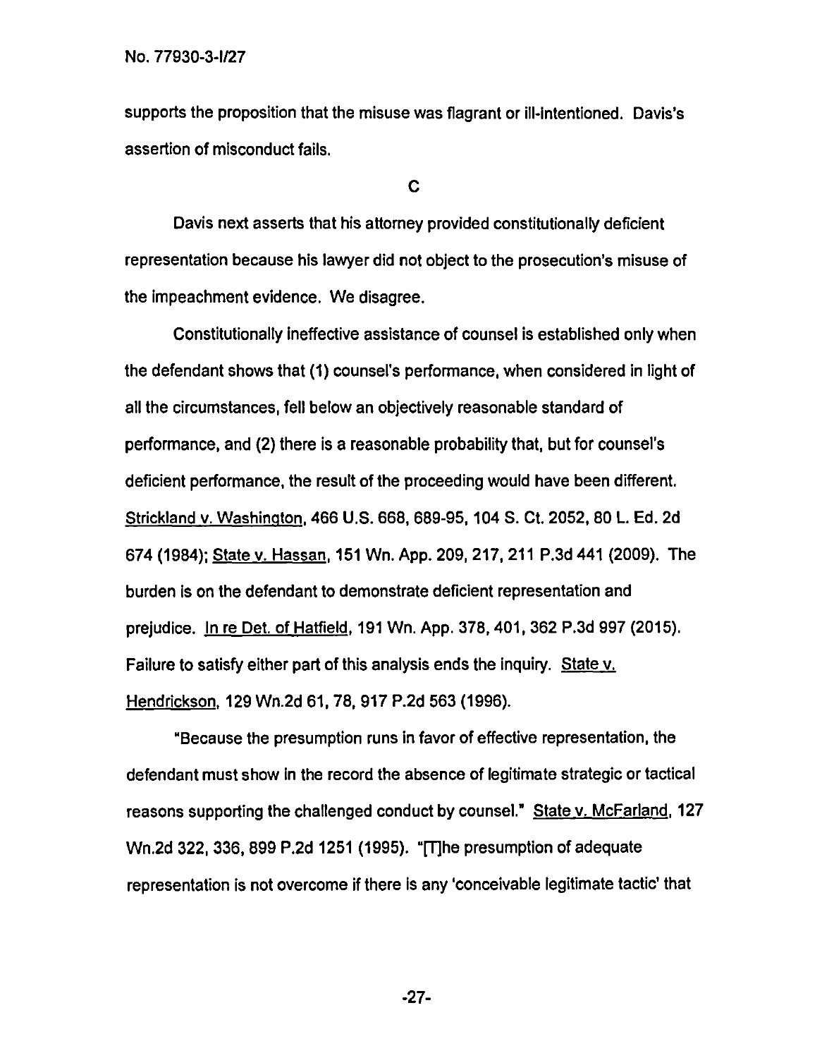supports the proposition that the misuse was flagrant or ill-intentioned. Davis's assertion of misconduct fails.

C

Davis next asserts that his attorney provided constitutionally deficient representation because his lawyer did not object to the prosecution's misuse of the impeachment evidence. We disagree.

Constitutionally ineffective assistance of counsel is established only when the defendant shows that (1) counsel's performance, when considered in light of all the circumstances, fell below an objectively reasonable standard of performance, and (2) there is a reasonable probability that, but for counsel's deficient performance, the result of the proceeding would have been different. Strickland v. Washington, 466 U.S. 668, 689-95, 104 S. Ct. 2052, 80 L. Ed. 2d 674 (1984); State v. Hassan, 151 Wn. App. 209, 217, 211 P.3d 441 (2009). The burden is on the defendant to demonstrate deficient representation and prejudice. In re Det. of Hatfield, 191 Wn. App. 378, 401, 362 P.3d 997 (2015). Failure to satisfy either part of this analysis ends the inquiry. State v. Hendrickson, 129 Wn.2d 61, 78, 917 P.2d 563 (1996).

"Because the presumption runs in favor of effective representation, the defendant must show in the record the absence of legitimate strategic or tactical reasons supporting the challenged conduct by counsel." State v. McFarland, 127 Wn.2d 322, 336, 899 P.2d 1251 (1995). "[T]he presumption of adequate representation is not overcome if there is any 'conceivable legitimate tactic' that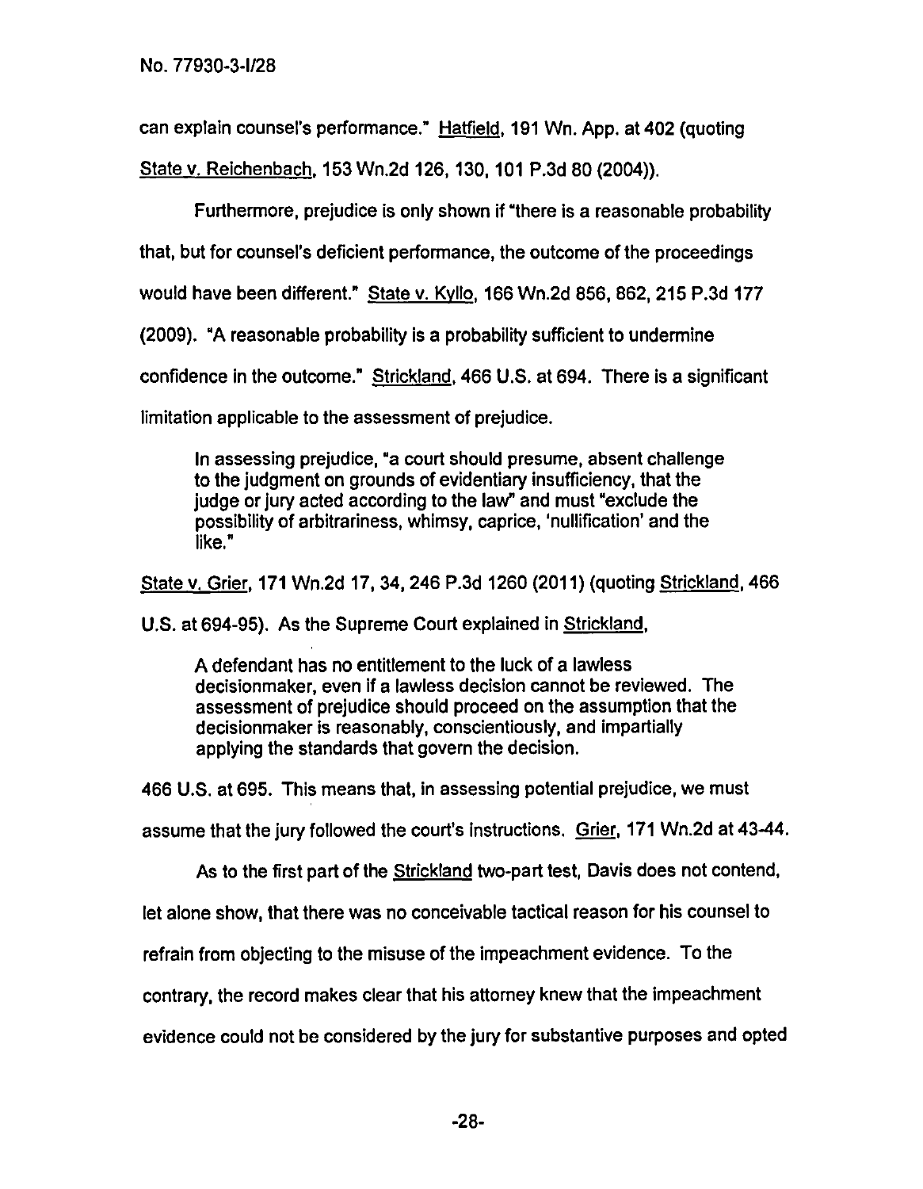can explain counsel's performance." Hatfield, 191 Wn. App. at 402 (quoting State v. Reichenbach, 153 Wn.2d 126, 130, 101 P.3d 80 (2004)).

Furthermore, prejudice is only shown if "there is a reasonable probability that, but for counsel's deficient performance, the outcome of the proceedings would have been different." State v. Kyllo, 166 Wn.2d 856, 862, 215 P.3d 177 (2009). "A reasonable probability is a probability sufficient to undermine confidence in the outcome." Strickland, 466 U.S. at 694. There is a significant limitation applicable to the assessment of prejudice.

> In assessing prejudice, "a court should presume, absent challenge to the judgment on grounds of evidentiary insufficiency, that the judge or jury acted according to the law" and must "exclude the possibility of arbitrariness, whimsy, caprice, 'nullification' and the like."

State v. Grier, 171 Wn.2d 17, 34, 246 P.3d 1260 (2011) (quoting Strickland, 466 U.S. at 694-95). As the Supreme Court explained in Strickland,

> A defendant has no entitlement to the luck of a lawless decisionmaker, even if a lawless decision cannot be reviewed. The assessment of prejudice should proceed on the assumption that the decisionmaker is reasonably, conscientiously, and impartially applying the standards that govern the decision.

466 U.S. at 695. This means that, in assessing potential prejudice, we must assume that the jury followed the court's instructions. Grier, 171 Wn.2d at 43-44.

As to the first part of the Strickland two-part test, Davis does not contend, let alone show, that there was no conceivable tactical reason for his counsel to refrain from objecting to the misuse of the impeachment evidence. To the contrary, the record makes clear that his attorney knew that the impeachment evidence could not be considered by the jury for substantive purposes and opted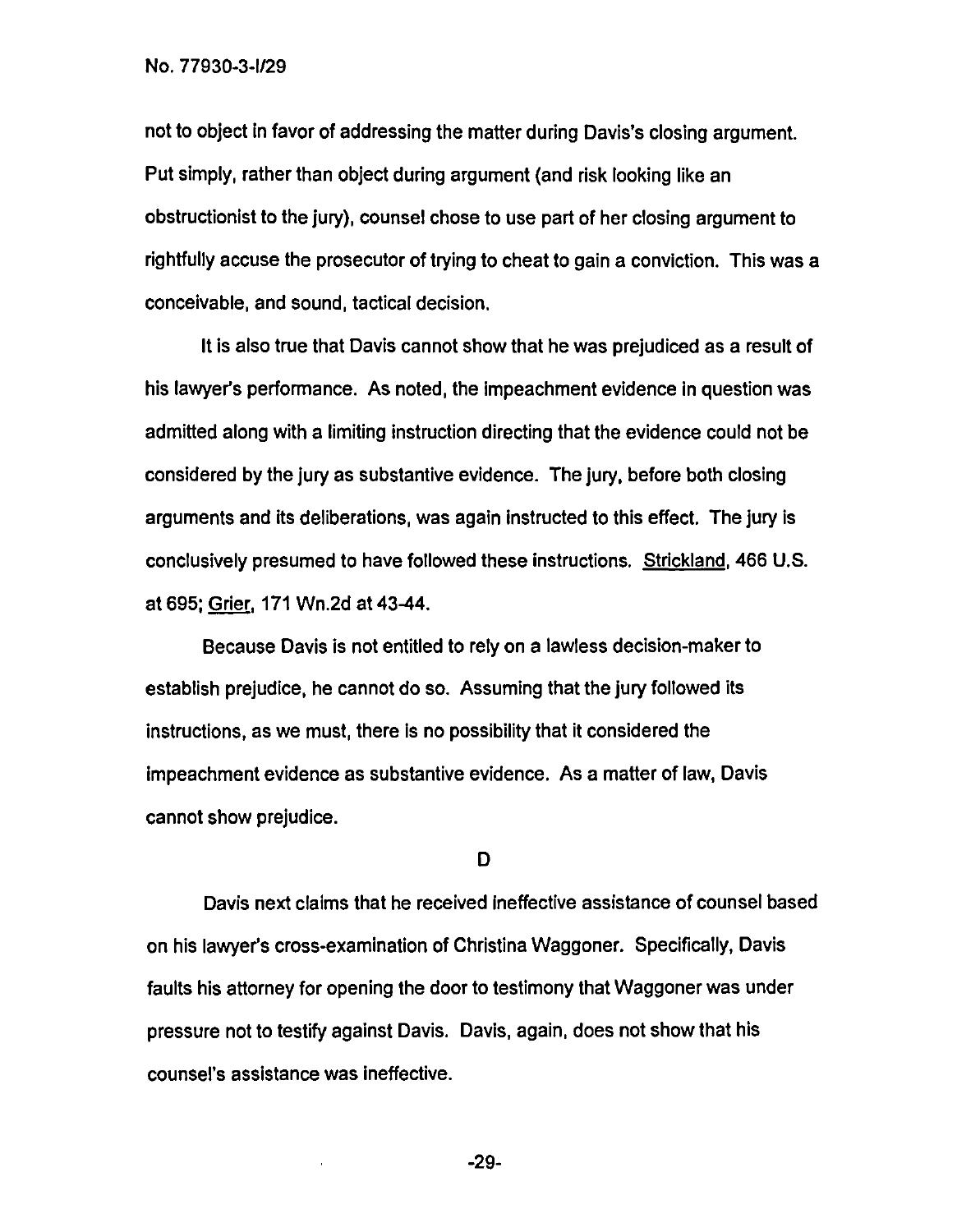not to object in favor of addressing the matter during Davis's closing argument. Put simply, rather than object during argument (and risk looking like an obstructionist to the jury), counsel chose to use part of her closing argument to rightfully accuse the prosecutor of trying to cheat to gain a conviction. This was a conceivable, and sound, tactical decision.

It is also true that Davis cannot show that he was prejudiced as a result of his lawyer's performance. As noted, the impeachment evidence in question was admitted along with a limiting instruction directing that the evidence could not be considered by the jury as substantive evidence. The jury, before both closing arguments and its deliberations, was again instructed to this effect. The jury is conclusively presumed to have followed these instructions. Strickland, 466 U.S. at 695; Grier, 171 Wn.2d at 43-44.

Because Davis is not entitled to rely on a lawless decision-maker to establish prejudice, he cannot do so. Assuming that the jury followed its instructions, as we must, there is no possibility that it considered the impeachment evidence as substantive evidence. As a matter of law, Davis cannot show prejudice.

### D

Davis next claims that he received ineffective assistance of counsel based on his lawyer's cross-examination of Christina Waggoner. Specifically, Davis faults his attorney for opening the door to testimony that Waggoner was under pressure not to testify against Davis. Davis, again, does not show that his counsel's assistance was ineffective.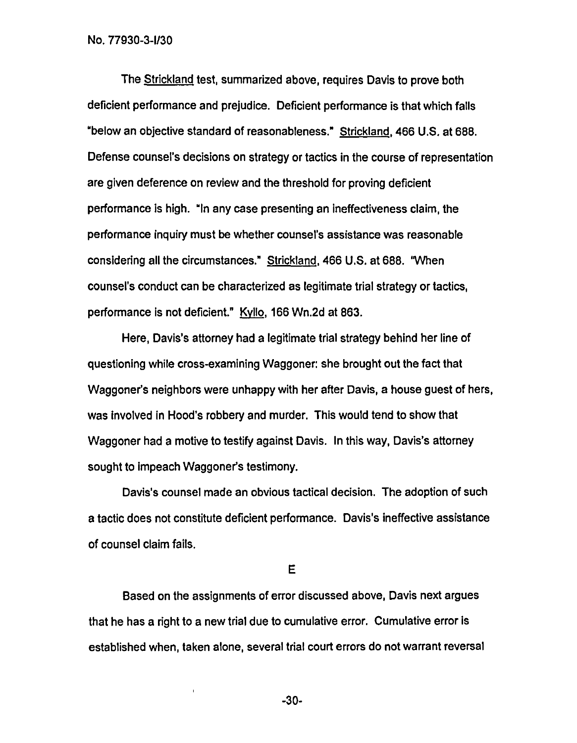The Strickland test, summarized above, requires Davis to prove both deficient performance and prejudice. Deficient performance is that which falls "below an objective standard of reasonableness." Strickland, 466 U.S. at 688. Defense counsel's decisions on strategy or tactics in the course of representation are given deference on review and the threshold for proving deficient performance is high. "In any case presenting an ineffectiveness claim, the performance inquiry must be whether counsel's assistance was reasonable considering all the circumstances." Strickland, 466 U.S. at 688. "When counsel's conduct can be characterized as legitimate trial strategy or tactics, performance is not deficient." Kyllo, 166 Wn.2d at 863.

Here, Davis's attorney had a legitimate trial strategy behind her line of questioning while cross-examining Waggoner: she brought out the fact that Waggoner's neighbors were unhappy with her after Davis, a house guest of hers, was involved in Hood's robbery and murder. This would tend to show that Waggoner had a motive to testify against Davis. In this way, Davis's attorney sought to impeach Waggoner's testimony.

Davis's counsel made an obvious tactical decision. The adoption of such a tactic does not constitute deficient performance. Davis's ineffective assistance of counsel claim fails.

### E

Based on the assignments of error discussed above, Davis next argues that he has a right to a new trial due to cumulative error. Cumulative error is established when, taken alone, several trial court errors do not warrant reversal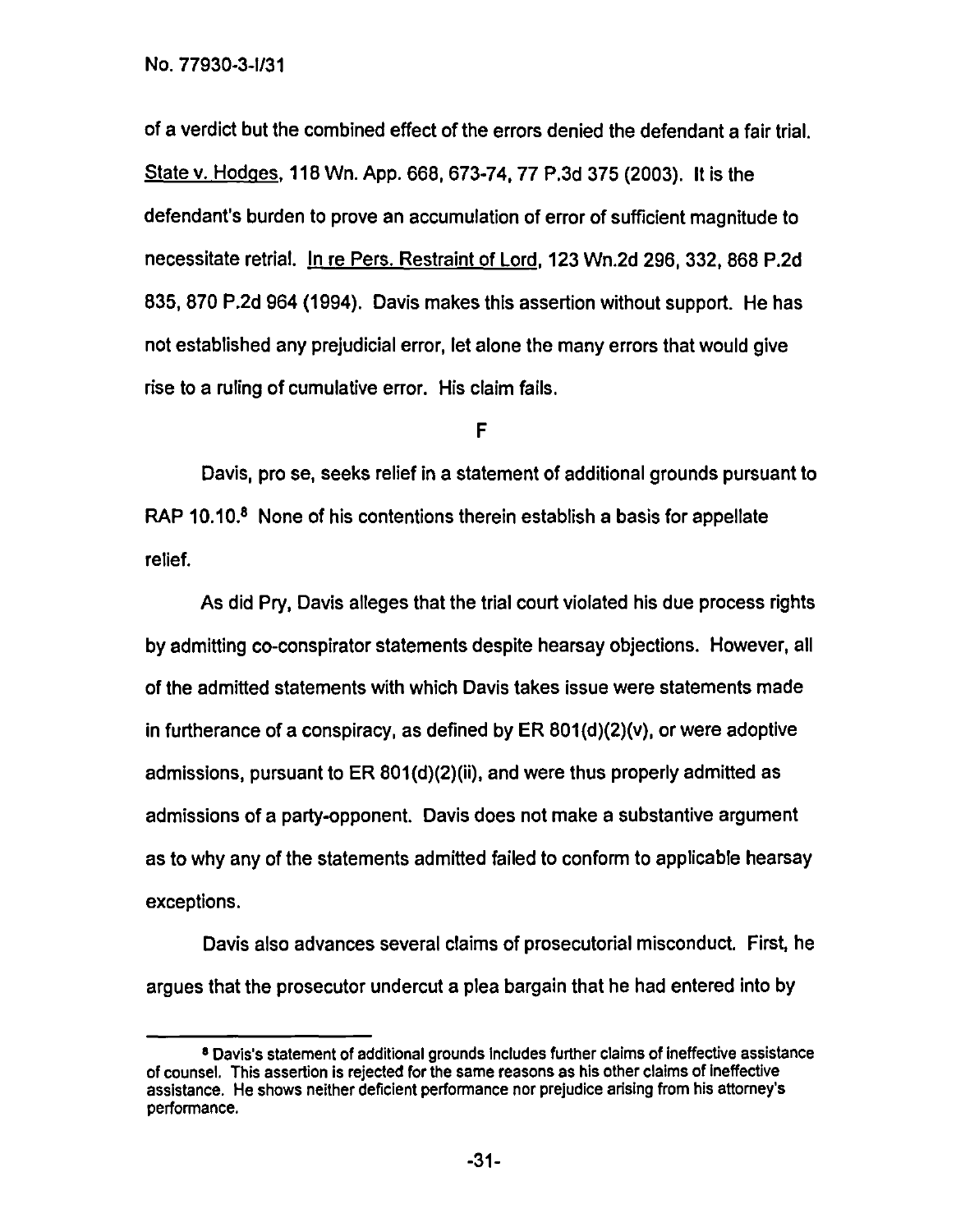of a verdict but the combined effect of the errors denied the defendant a fair trial. State v. Hodges, 118 Wn. App. 668, 673-74, 77 P.3d 375 (2003). It is the defendant's burden to prove an accumulation of error of sufficient magnitude to necessitate retrial. In re Pers. Restraint of Lord, 123 Wn.2d 296, 332, 868 P.2d 835, 870 P.2d 964 (1994). Davis makes this assertion without support. He has not established any prejudicial error, let alone the many errors that would give rise to a ruling of cumulative error. His claim fails.

F

Davis, pro se, seeks relief in a statement of additional grounds pursuant to RAP 10.10.[8] None of his contentions therein establish a basis for appellate relief.

As did Pry, Davis alleges that the trial court violated his due process rights by admitting co-conspirator statements despite hearsay objections. However, all of the admitted statements with which Davis takes issue were statements made in furtherance of a conspiracy, as defined by ER 801(d)(2)(v), or were adoptive admissions, pursuant to ER 801(d)(2)(ii), and were thus properly admitted as admissions of a party-opponent. Davis does not make a substantive argument as to why any of the statements admitted failed to conform to applicable hearsay exceptions.

Davis also advances several claims of prosecutorial misconduct. First, he argues that the prosecutor undercut a plea bargain that he had entered into by

---

[8] Davis's statement of additional grounds includes further claims of ineffective assistance of counsel. This assertion is rejected for the same reasons as his other claims of ineffective assistance. He shows neither deficient performance nor prejudice arising from his attorney's performance.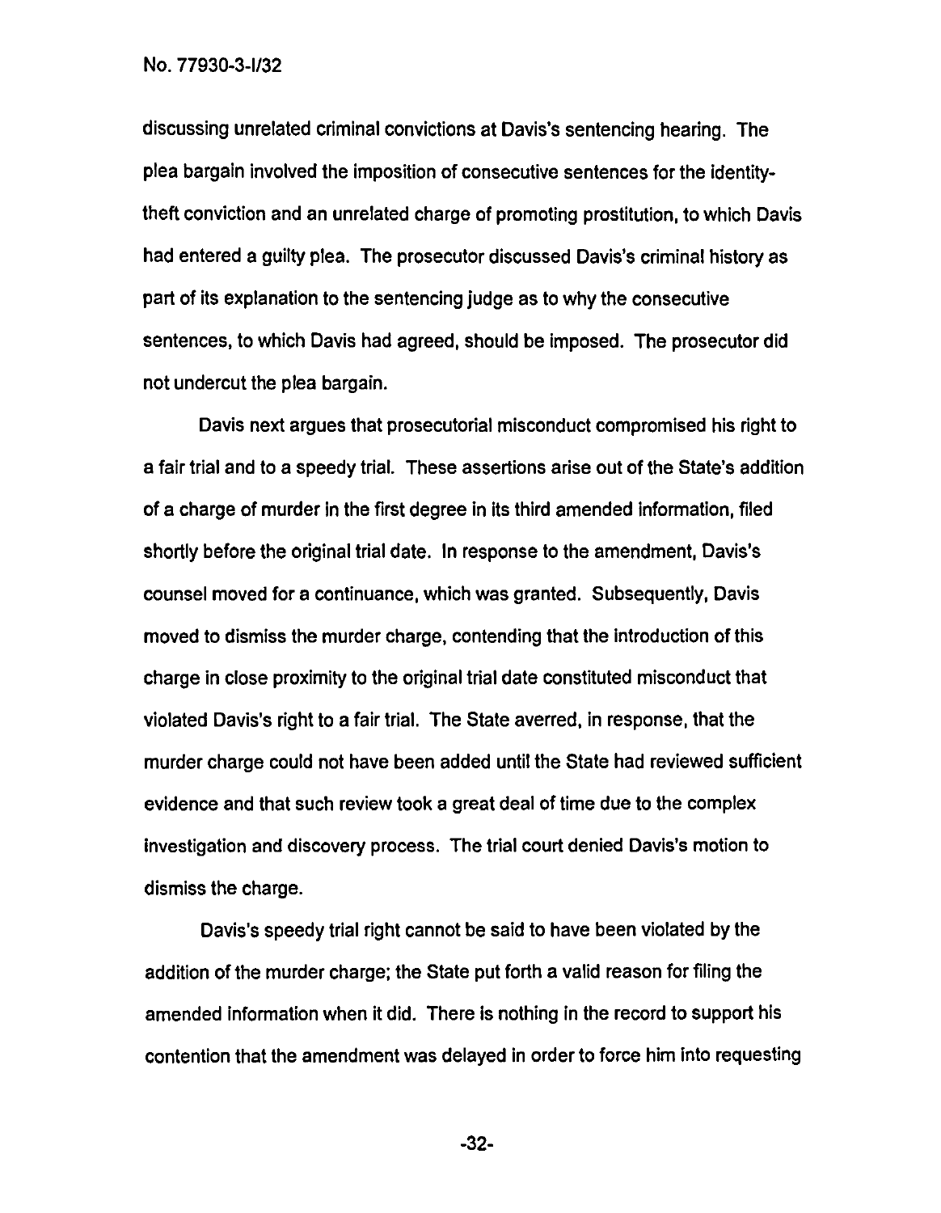discussing unrelated criminal convictions at Davis's sentencing hearing. The plea bargain involved the imposition of consecutive sentences for the identity-theft conviction and an unrelated charge of promoting prostitution, to which Davis had entered a guilty plea. The prosecutor discussed Davis's criminal history as part of its explanation to the sentencing judge as to why the consecutive sentences, to which Davis had agreed, should be imposed. The prosecutor did not undercut the plea bargain.

Davis next argues that prosecutorial misconduct compromised his right to a fair trial and to a speedy trial. These assertions arise out of the State's addition of a charge of murder in the first degree in its third amended information, filed shortly before the original trial date. In response to the amendment, Davis's counsel moved for a continuance, which was granted. Subsequently, Davis moved to dismiss the murder charge, contending that the introduction of this charge in close proximity to the original trial date constituted misconduct that violated Davis's right to a fair trial. The State averred, in response, that the murder charge could not have been added until the State had reviewed sufficient evidence and that such review took a great deal of time due to the complex investigation and discovery process. The trial court denied Davis's motion to dismiss the charge.

Davis's speedy trial right cannot be said to have been violated by the addition of the murder charge; the State put forth a valid reason for filing the amended information when it did. There is nothing in the record to support his contention that the amendment was delayed in order to force him into requesting